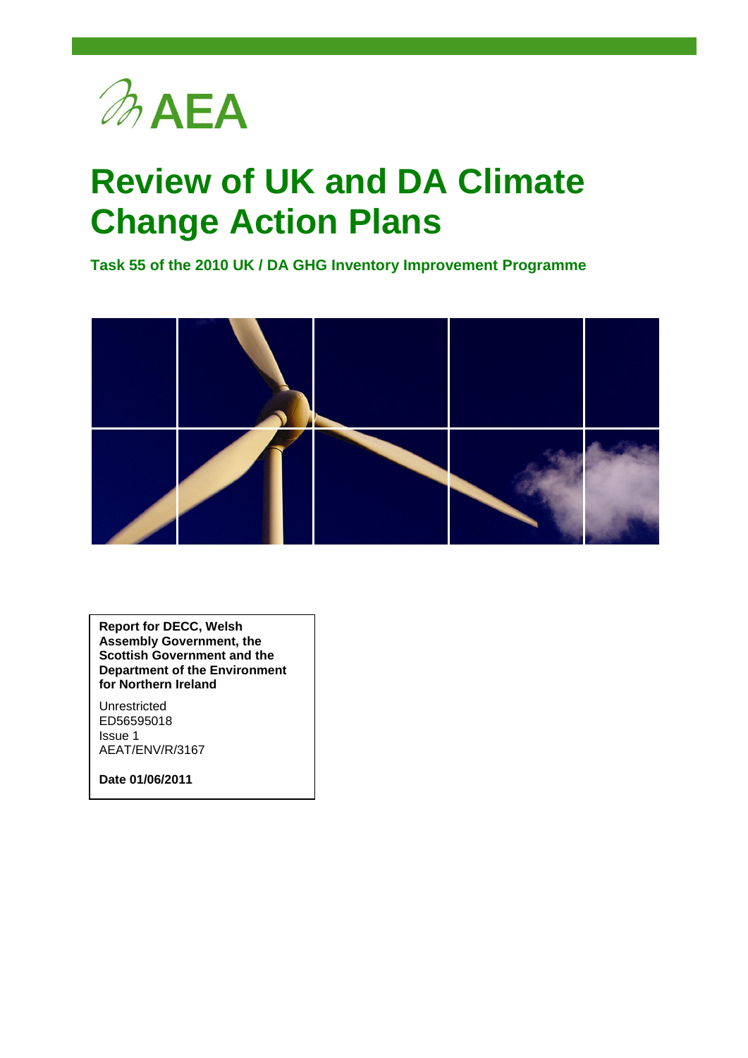AEA

# Review of UK and DA Climate Change Action Plans

**Task 55 of the 2010 UK / DA GHG Inventory Improvement Programme**

**Report for DECC, Welsh Assembly Government, the Scottish Government and the Department of the Environment for Northern Ireland**

Unrestricted
ED56595018
Issue 1
AEAT/ENV/R/3167

**Date 01/06/2011**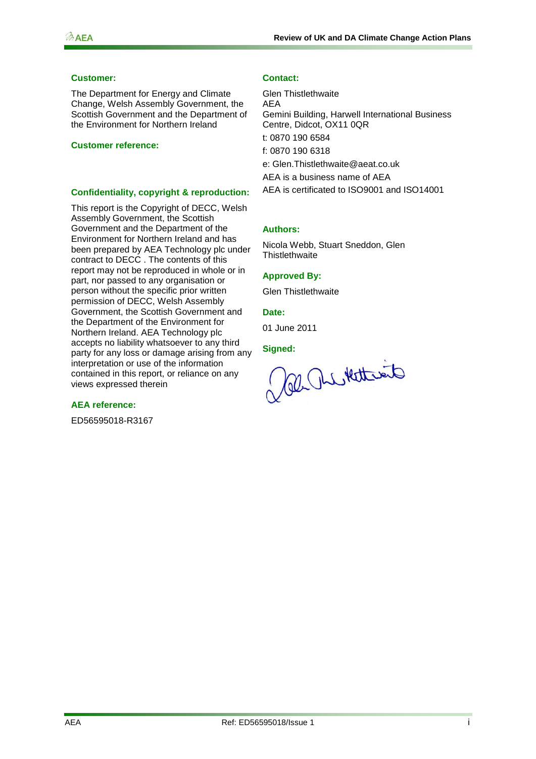**Customer:**

The Department for Energy and Climate Change, Welsh Assembly Government, the Scottish Government and the Department of the Environment for Northern Ireland

**Customer reference:**

**Confidentiality, copyright & reproduction:**

This report is the Copyright of DECC, Welsh Assembly Government, the Scottish Government and the Department of the Environment for Northern Ireland and has been prepared by AEA Technology plc under contract to DECC . The contents of this report may not be reproduced in whole or in part, nor passed to any organisation or person without the specific prior written permission of DECC, Welsh Assembly Government, the Scottish Government and the Department of the Environment for Northern Ireland. AEA Technology plc accepts no liability whatsoever to any third party for any loss or damage arising from any interpretation or use of the information contained in this report, or reliance on any views expressed therein

**AEA reference:**

ED56595018-R3167

**Contact:**

Glen Thistlethwaite
AEA
Gemini Building, Harwell International Business Centre, Didcot, OX11 0QR

t: 0870 190 6584

f: 0870 190 6318

e: Glen.Thistlethwaite@aeat.co.uk

AEA is a business name of AEA

AEA is certificated to ISO9001 and ISO14001

**Authors:**

Nicola Webb, Stuart Sneddon, Glen Thistlethwaite

**Approved By:**

Glen Thistlethwaite

**Date:**

01 June 2011

**Signed:**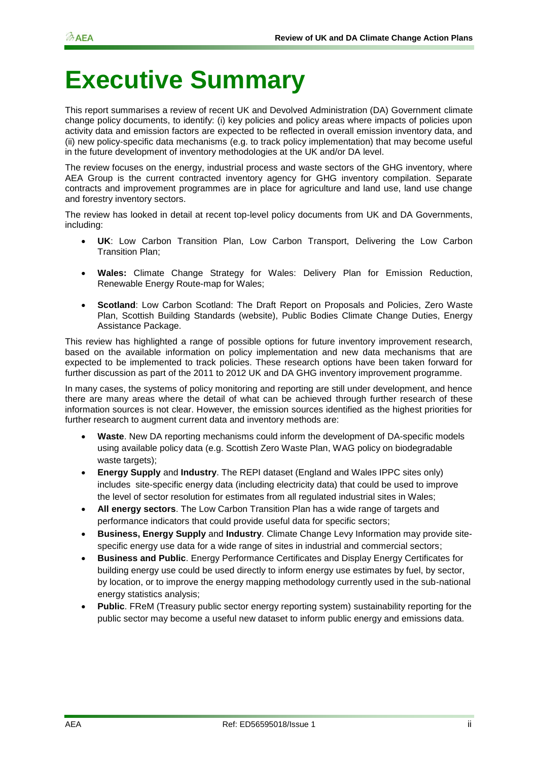# Executive Summary

This report summarises a review of recent UK and Devolved Administration (DA) Government climate change policy documents, to identify: (i) key policies and policy areas where impacts of policies upon activity data and emission factors are expected to be reflected in overall emission inventory data, and (ii) new policy-specific data mechanisms (e.g. to track policy implementation) that may become useful in the future development of inventory methodologies at the UK and/or DA level.

The review focuses on the energy, industrial process and waste sectors of the GHG inventory, where AEA Group is the current contracted inventory agency for GHG inventory compilation. Separate contracts and improvement programmes are in place for agriculture and land use, land use change and forestry inventory sectors.

The review has looked in detail at recent top-level policy documents from UK and DA Governments, including:

- **UK**: Low Carbon Transition Plan, Low Carbon Transport, Delivering the Low Carbon Transition Plan;
- **Wales:** Climate Change Strategy for Wales: Delivery Plan for Emission Reduction, Renewable Energy Route-map for Wales;
- **Scotland**: Low Carbon Scotland: The Draft Report on Proposals and Policies, Zero Waste Plan, Scottish Building Standards (website), Public Bodies Climate Change Duties, Energy Assistance Package.

This review has highlighted a range of possible options for future inventory improvement research, based on the available information on policy implementation and new data mechanisms that are expected to be implemented to track policies. These research options have been taken forward for further discussion as part of the 2011 to 2012 UK and DA GHG inventory improvement programme.

In many cases, the systems of policy monitoring and reporting are still under development, and hence there are many areas where the detail of what can be achieved through further research of these information sources is not clear. However, the emission sources identified as the highest priorities for further research to augment current data and inventory methods are:

- **Waste**. New DA reporting mechanisms could inform the development of DA-specific models using available policy data (e.g. Scottish Zero Waste Plan, WAG policy on biodegradable waste targets);
- **Energy Supply** and **Industry**. The REPI dataset (England and Wales IPPC sites only) includes site-specific energy data (including electricity data) that could be used to improve the level of sector resolution for estimates from all regulated industrial sites in Wales;
- **All energy sectors**. The Low Carbon Transition Plan has a wide range of targets and performance indicators that could provide useful data for specific sectors;
- **Business, Energy Supply** and **Industry**. Climate Change Levy Information may provide site-specific energy use data for a wide range of sites in industrial and commercial sectors;
- **Business and Public**. Energy Performance Certificates and Display Energy Certificates for building energy use could be used directly to inform energy use estimates by fuel, by sector, by location, or to improve the energy mapping methodology currently used in the sub-national energy statistics analysis;
- **Public**. FReM (Treasury public sector energy reporting system) sustainability reporting for the public sector may become a useful new dataset to inform public energy and emissions data.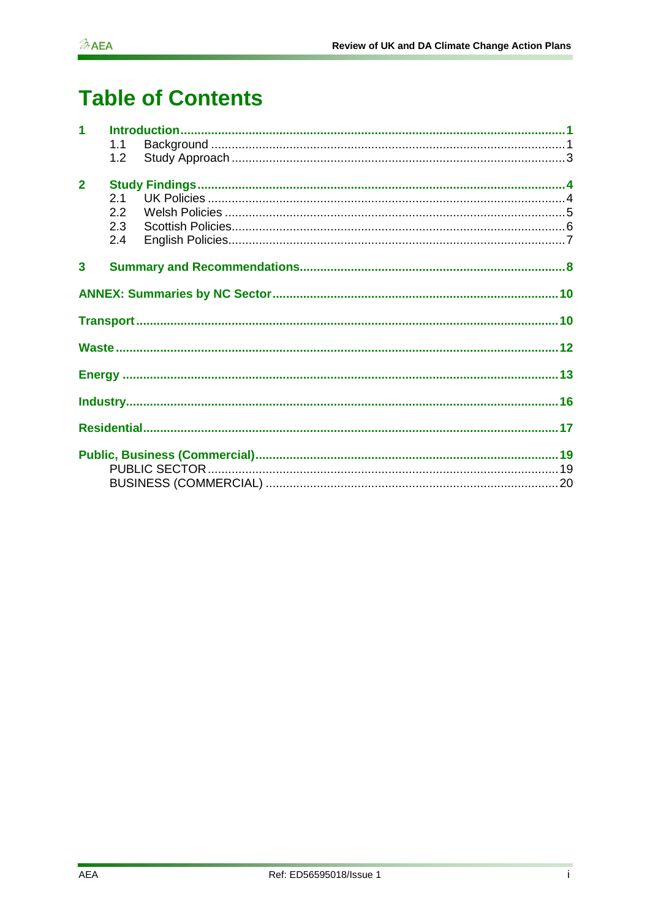# Table of Contents

**1 Introduction ..... 1**
- 1.1 Background ..... 1
- 1.2 Study Approach ..... 3

**2 Study Findings ..... 4**
- 2.1 UK Policies ..... 4
- 2.2 Welsh Policies ..... 5
- 2.3 Scottish Policies ..... 6
- 2.4 English Policies ..... 7

**3 Summary and Recommendations ..... 8**

**ANNEX: Summaries by NC Sector ..... 10**

**Transport ..... 10**

**Waste ..... 12**

**Energy ..... 13**

**Industry ..... 16**

**Residential ..... 17**

**Public, Business (Commercial) ..... 19**
- PUBLIC SECTOR ..... 19
- BUSINESS (COMMERCIAL) ..... 20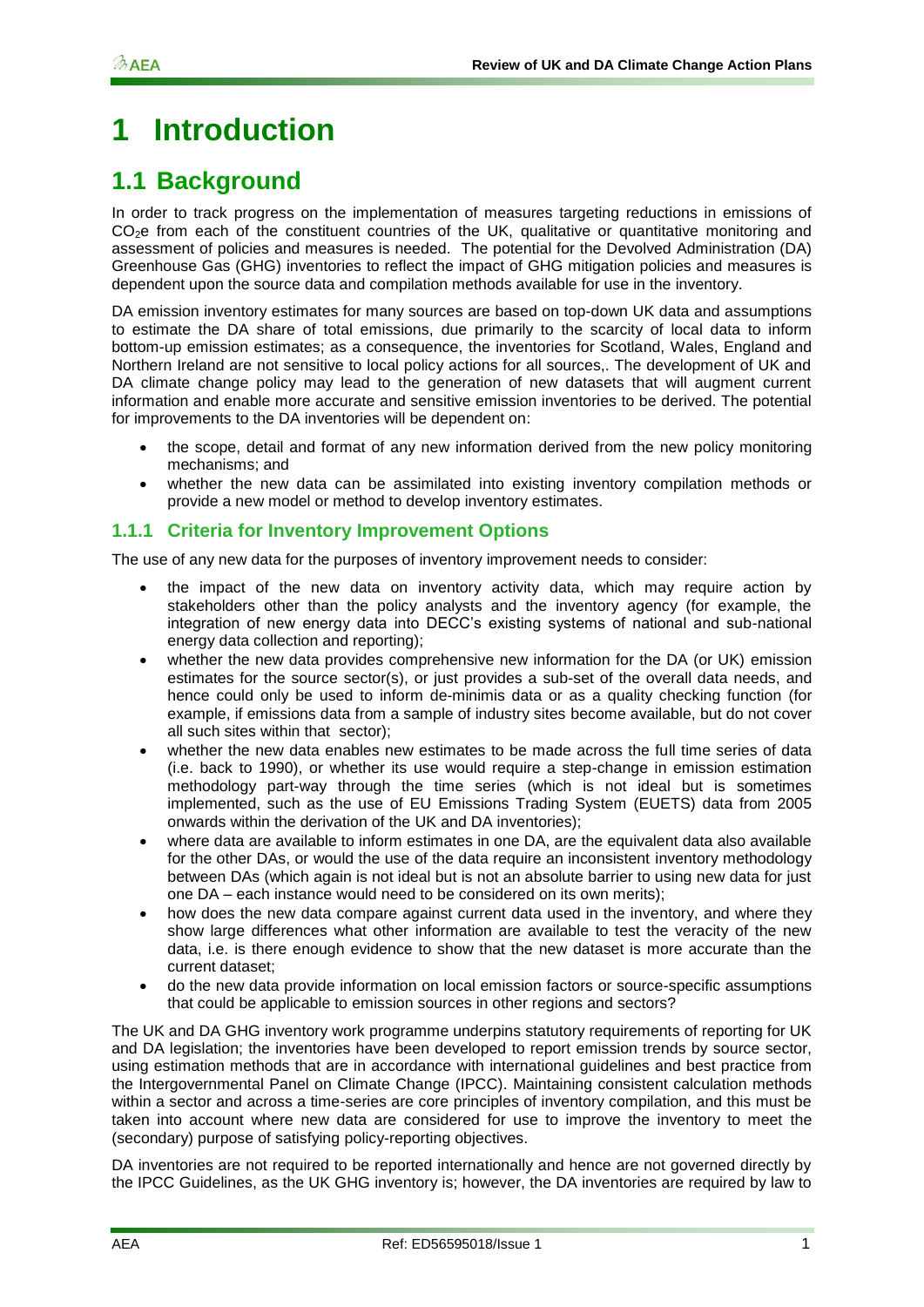# 1 Introduction

## 1.1 Background

In order to track progress on the implementation of measures targeting reductions in emissions of $CO_2e$ from each of the constituent countries of the UK, qualitative or quantitative monitoring and assessment of policies and measures is needed. The potential for the Devolved Administration (DA) Greenhouse Gas (GHG) inventories to reflect the impact of GHG mitigation policies and measures is dependent upon the source data and compilation methods available for use in the inventory.

DA emission inventory estimates for many sources are based on top-down UK data and assumptions to estimate the DA share of total emissions, due primarily to the scarcity of local data to inform bottom-up emission estimates; as a consequence, the inventories for Scotland, Wales, England and Northern Ireland are not sensitive to local policy actions for all sources,. The development of UK and DA climate change policy may lead to the generation of new datasets that will augment current information and enable more accurate and sensitive emission inventories to be derived. The potential for improvements to the DA inventories will be dependent on:

- the scope, detail and format of any new information derived from the new policy monitoring mechanisms; and
- whether the new data can be assimilated into existing inventory compilation methods or provide a new model or method to develop inventory estimates.

### 1.1.1 Criteria for Inventory Improvement Options

The use of any new data for the purposes of inventory improvement needs to consider:

- the impact of the new data on inventory activity data, which may require action by stakeholders other than the policy analysts and the inventory agency (for example, the integration of new energy data into DECC's existing systems of national and sub-national energy data collection and reporting);
- whether the new data provides comprehensive new information for the DA (or UK) emission estimates for the source sector(s), or just provides a sub-set of the overall data needs, and hence could only be used to inform de-minimis data or as a quality checking function (for example, if emissions data from a sample of industry sites become available, but do not cover all such sites within that sector);
- whether the new data enables new estimates to be made across the full time series of data (i.e. back to 1990), or whether its use would require a step-change in emission estimation methodology part-way through the time series (which is not ideal but is sometimes implemented, such as the use of EU Emissions Trading System (EUETS) data from 2005 onwards within the derivation of the UK and DA inventories);
- where data are available to inform estimates in one DA, are the equivalent data also available for the other DAs, or would the use of the data require an inconsistent inventory methodology between DAs (which again is not ideal but is not an absolute barrier to using new data for just one DA – each instance would need to be considered on its own merits);
- how does the new data compare against current data used in the inventory, and where they show large differences what other information are available to test the veracity of the new data, i.e. is there enough evidence to show that the new dataset is more accurate than the current dataset;
- do the new data provide information on local emission factors or source-specific assumptions that could be applicable to emission sources in other regions and sectors?

The UK and DA GHG inventory work programme underpins statutory requirements of reporting for UK and DA legislation; the inventories have been developed to report emission trends by source sector, using estimation methods that are in accordance with international guidelines and best practice from the Intergovernmental Panel on Climate Change (IPCC). Maintaining consistent calculation methods within a sector and across a time-series are core principles of inventory compilation, and this must be taken into account where new data are considered for use to improve the inventory to meet the (secondary) purpose of satisfying policy-reporting objectives.

DA inventories are not required to be reported internationally and hence are not governed directly by the IPCC Guidelines, as the UK GHG inventory is; however, the DA inventories are required by law to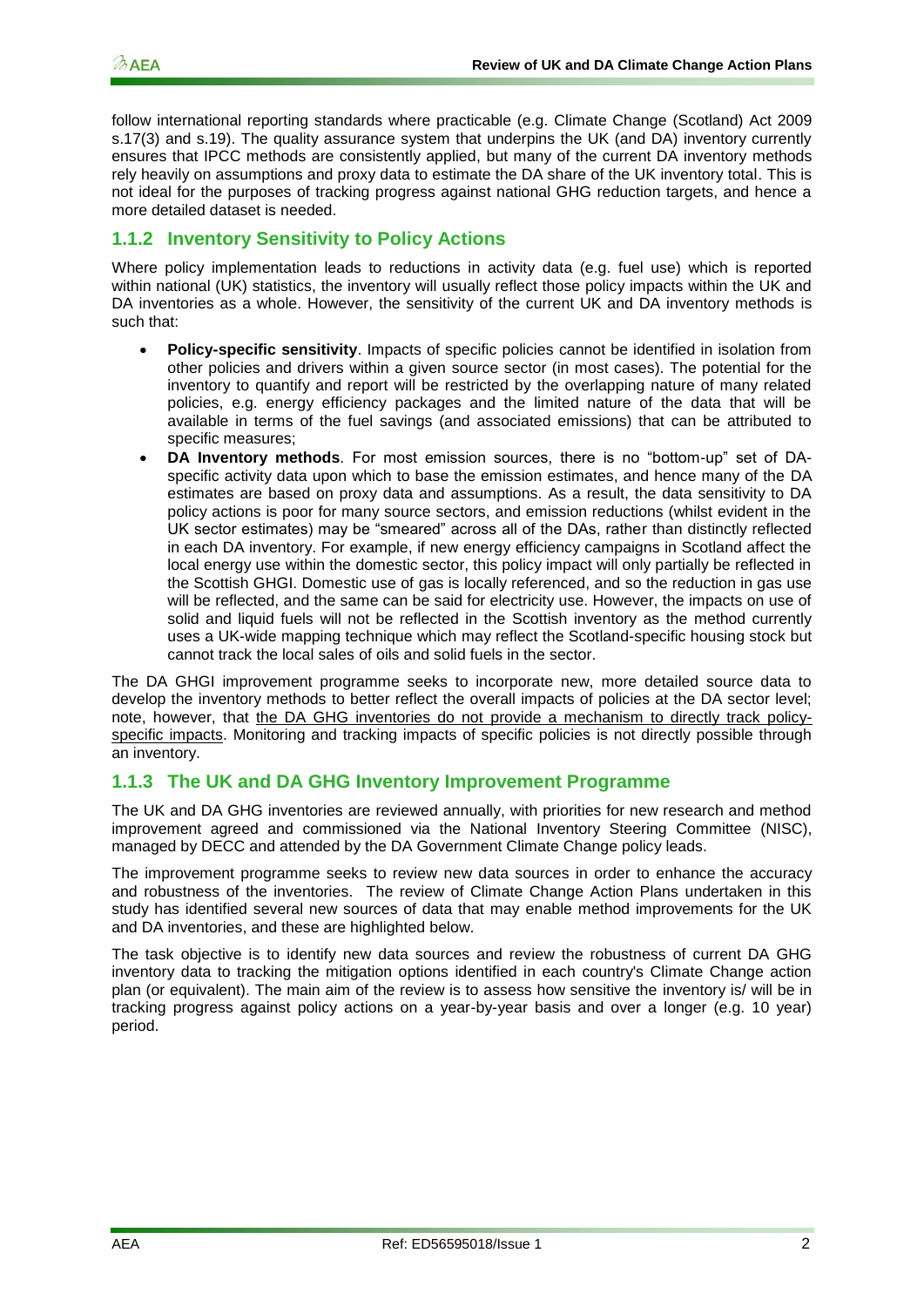follow international reporting standards where practicable (e.g. Climate Change (Scotland) Act 2009 s.17(3) and s.19). The quality assurance system that underpins the UK (and DA) inventory currently ensures that IPCC methods are consistently applied, but many of the current DA inventory methods rely heavily on assumptions and proxy data to estimate the DA share of the UK inventory total. This is not ideal for the purposes of tracking progress against national GHG reduction targets, and hence a more detailed dataset is needed.

### 1.1.2 Inventory Sensitivity to Policy Actions

Where policy implementation leads to reductions in activity data (e.g. fuel use) which is reported within national (UK) statistics, the inventory will usually reflect those policy impacts within the UK and DA inventories as a whole. However, the sensitivity of the current UK and DA inventory methods is such that:

- **Policy-specific sensitivity**. Impacts of specific policies cannot be identified in isolation from other policies and drivers within a given source sector (in most cases). The potential for the inventory to quantify and report will be restricted by the overlapping nature of many related policies, e.g. energy efficiency packages and the limited nature of the data that will be available in terms of the fuel savings (and associated emissions) that can be attributed to specific measures;
- **DA Inventory methods**. For most emission sources, there is no "bottom-up" set of DA-specific activity data upon which to base the emission estimates, and hence many of the DA estimates are based on proxy data and assumptions. As a result, the data sensitivity to DA policy actions is poor for many source sectors, and emission reductions (whilst evident in the UK sector estimates) may be "smeared" across all of the DAs, rather than distinctly reflected in each DA inventory. For example, if new energy efficiency campaigns in Scotland affect the local energy use within the domestic sector, this policy impact will only partially be reflected in the Scottish GHGI. Domestic use of gas is locally referenced, and so the reduction in gas use will be reflected, and the same can be said for electricity use. However, the impacts on use of solid and liquid fuels will not be reflected in the Scottish inventory as the method currently uses a UK-wide mapping technique which may reflect the Scotland-specific housing stock but cannot track the local sales of oils and solid fuels in the sector.

The DA GHGI improvement programme seeks to incorporate new, more detailed source data to develop the inventory methods to better reflect the overall impacts of policies at the DA sector level; note, however, that <u>the DA GHG inventories do not provide a mechanism to directly track policy-specific impacts</u>. Monitoring and tracking impacts of specific policies is not directly possible through an inventory.

### 1.1.3 The UK and DA GHG Inventory Improvement Programme

The UK and DA GHG inventories are reviewed annually, with priorities for new research and method improvement agreed and commissioned via the National Inventory Steering Committee (NISC), managed by DECC and attended by the DA Government Climate Change policy leads.

The improvement programme seeks to review new data sources in order to enhance the accuracy and robustness of the inventories. The review of Climate Change Action Plans undertaken in this study has identified several new sources of data that may enable method improvements for the UK and DA inventories, and these are highlighted below.

The task objective is to identify new data sources and review the robustness of current DA GHG inventory data to tracking the mitigation options identified in each country's Climate Change action plan (or equivalent). The main aim of the review is to assess how sensitive the inventory is/ will be in tracking progress against policy actions on a year-by-year basis and over a longer (e.g. 10 year) period.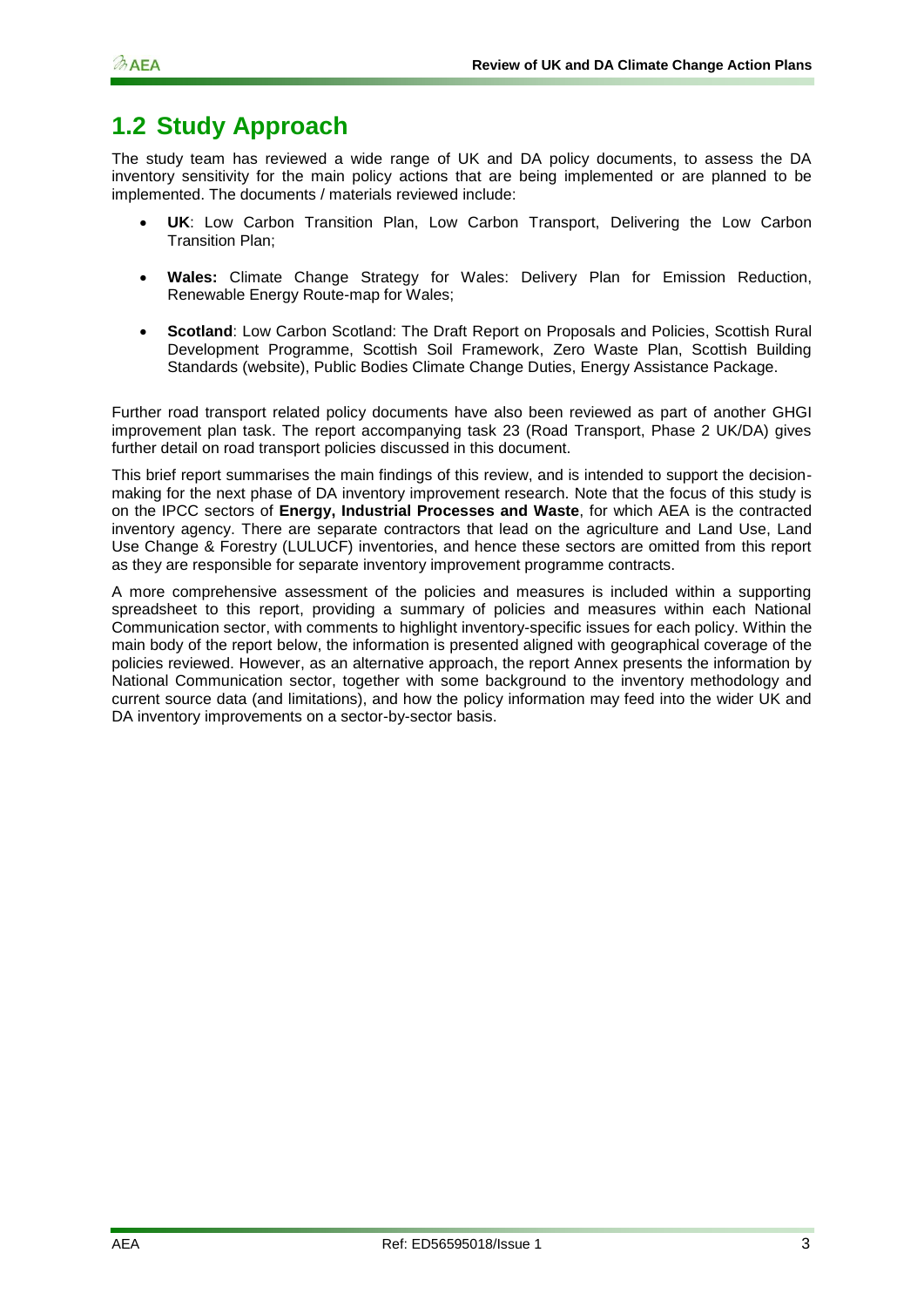## 1.2 Study Approach

The study team has reviewed a wide range of UK and DA policy documents, to assess the DA inventory sensitivity for the main policy actions that are being implemented or are planned to be implemented. The documents / materials reviewed include:

- **UK**: Low Carbon Transition Plan, Low Carbon Transport, Delivering the Low Carbon Transition Plan;
- **Wales:** Climate Change Strategy for Wales: Delivery Plan for Emission Reduction, Renewable Energy Route-map for Wales;
- **Scotland**: Low Carbon Scotland: The Draft Report on Proposals and Policies, Scottish Rural Development Programme, Scottish Soil Framework, Zero Waste Plan, Scottish Building Standards (website), Public Bodies Climate Change Duties, Energy Assistance Package.

Further road transport related policy documents have also been reviewed as part of another GHGI improvement plan task. The report accompanying task 23 (Road Transport, Phase 2 UK/DA) gives further detail on road transport policies discussed in this document.

This brief report summarises the main findings of this review, and is intended to support the decision-making for the next phase of DA inventory improvement research. Note that the focus of this study is on the IPCC sectors of **Energy, Industrial Processes and Waste**, for which AEA is the contracted inventory agency. There are separate contractors that lead on the agriculture and Land Use, Land Use Change & Forestry (LULUCF) inventories, and hence these sectors are omitted from this report as they are responsible for separate inventory improvement programme contracts.

A more comprehensive assessment of the policies and measures is included within a supporting spreadsheet to this report, providing a summary of policies and measures within each National Communication sector, with comments to highlight inventory-specific issues for each policy. Within the main body of the report below, the information is presented aligned with geographical coverage of the policies reviewed. However, as an alternative approach, the report Annex presents the information by National Communication sector, together with some background to the inventory methodology and current source data (and limitations), and how the policy information may feed into the wider UK and DA inventory improvements on a sector-by-sector basis.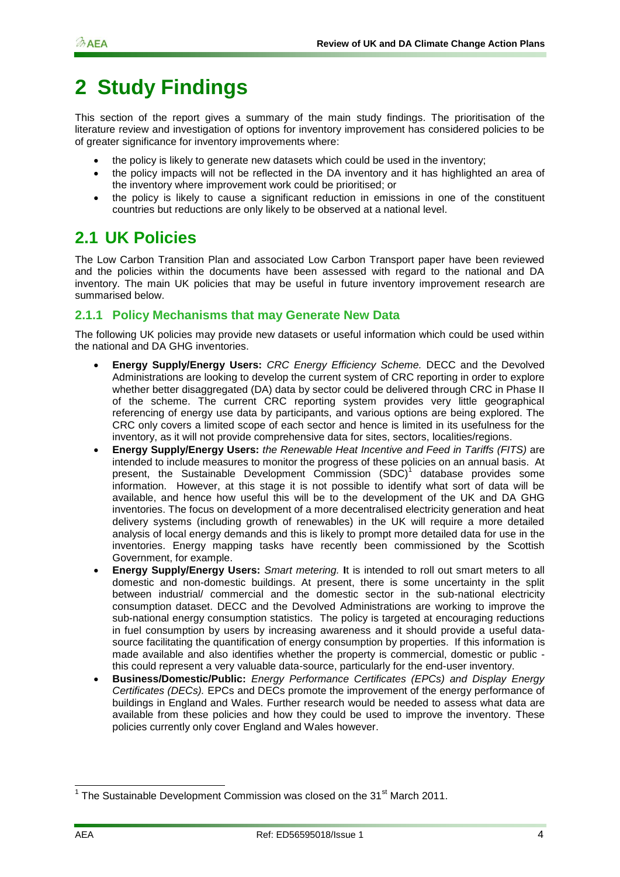# 2 Study Findings

This section of the report gives a summary of the main study findings. The prioritisation of the literature review and investigation of options for inventory improvement has considered policies to be of greater significance for inventory improvements where:

- the policy is likely to generate new datasets which could be used in the inventory;
- the policy impacts will not be reflected in the DA inventory and it has highlighted an area of the inventory where improvement work could be prioritised; or
- the policy is likely to cause a significant reduction in emissions in one of the constituent countries but reductions are only likely to be observed at a national level.

## 2.1 UK Policies

The Low Carbon Transition Plan and associated Low Carbon Transport paper have been reviewed and the policies within the documents have been assessed with regard to the national and DA inventory. The main UK policies that may be useful in future inventory improvement research are summarised below.

### 2.1.1 Policy Mechanisms that may Generate New Data

The following UK policies may provide new datasets or useful information which could be used within the national and DA GHG inventories.

- **Energy Supply/Energy Users:** *CRC Energy Efficiency Scheme.* DECC and the Devolved Administrations are looking to develop the current system of CRC reporting in order to explore whether better disaggregated (DA) data by sector could be delivered through CRC in Phase II of the scheme. The current CRC reporting system provides very little geographical referencing of energy use data by participants, and various options are being explored. The CRC only covers a limited scope of each sector and hence is limited in its usefulness for the inventory, as it will not provide comprehensive data for sites, sectors, localities/regions.
- **Energy Supply/Energy Users:** *the Renewable Heat Incentive and Feed in Tariffs (FITS)* are intended to include measures to monitor the progress of these policies on an annual basis. At present, the Sustainable Development Commission (SDC)[1] database provides some information. However, at this stage it is not possible to identify what sort of data will be available, and hence how useful this will be to the development of the UK and DA GHG inventories. The focus on development of a more decentralised electricity generation and heat delivery systems (including growth of renewables) in the UK will require a more detailed analysis of local energy demands and this is likely to prompt more detailed data for use in the inventories. Energy mapping tasks have recently been commissioned by the Scottish Government, for example.
- **Energy Supply/Energy Users:** *Smart metering.* **I**t is intended to roll out smart meters to all domestic and non-domestic buildings. At present, there is some uncertainty in the split between industrial/ commercial and the domestic sector in the sub-national electricity consumption dataset. DECC and the Devolved Administrations are working to improve the sub-national energy consumption statistics. The policy is targeted at encouraging reductions in fuel consumption by users by increasing awareness and it should provide a useful data-source facilitating the quantification of energy consumption by properties. If this information is made available and also identifies whether the property is commercial, domestic or public - this could represent a very valuable data-source, particularly for the end-user inventory.
- **Business/Domestic/Public:** *Energy Performance Certificates (EPCs) and Display Energy Certificates (DECs).* EPCs and DECs promote the improvement of the energy performance of buildings in England and Wales. Further research would be needed to assess what data are available from these policies and how they could be used to improve the inventory. These policies currently only cover England and Wales however.

[1] The Sustainable Development Commission was closed on the 31st March 2011.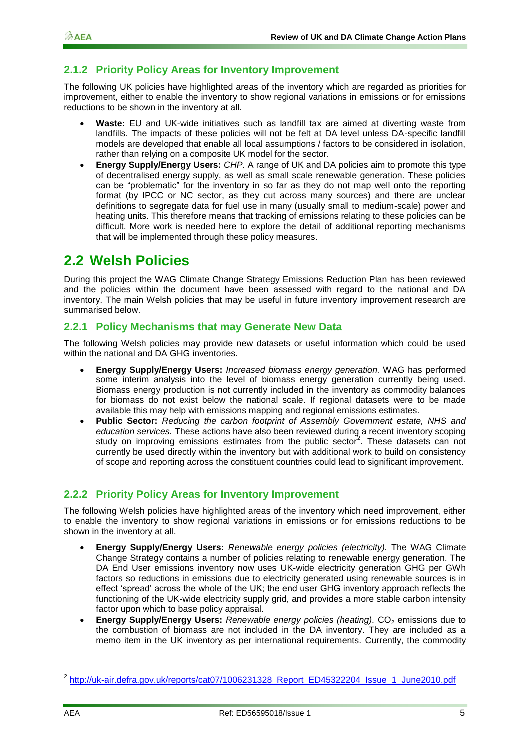### 2.1.2 Priority Policy Areas for Inventory Improvement

The following UK policies have highlighted areas of the inventory which are regarded as priorities for improvement, either to enable the inventory to show regional variations in emissions or for emissions reductions to be shown in the inventory at all.

- **Waste:** EU and UK-wide initiatives such as landfill tax are aimed at diverting waste from landfills. The impacts of these policies will not be felt at DA level unless DA-specific landfill models are developed that enable all local assumptions / factors to be considered in isolation, rather than relying on a composite UK model for the sector.
- **Energy Supply/Energy Users:** *CHP.* A range of UK and DA policies aim to promote this type of decentralised energy supply, as well as small scale renewable generation. These policies can be "problematic" for the inventory in so far as they do not map well onto the reporting format (by IPCC or NC sector, as they cut across many sources) and there are unclear definitions to segregate data for fuel use in many (usually small to medium-scale) power and heating units. This therefore means that tracking of emissions relating to these policies can be difficult. More work is needed here to explore the detail of additional reporting mechanisms that will be implemented through these policy measures.

## 2.2 Welsh Policies

During this project the WAG Climate Change Strategy Emissions Reduction Plan has been reviewed and the policies within the document have been assessed with regard to the national and DA inventory. The main Welsh policies that may be useful in future inventory improvement research are summarised below.

### 2.2.1 Policy Mechanisms that may Generate New Data

The following Welsh policies may provide new datasets or useful information which could be used within the national and DA GHG inventories.

- **Energy Supply/Energy Users:** *Increased biomass energy generation.* WAG has performed some interim analysis into the level of biomass energy generation currently being used. Biomass energy production is not currently included in the inventory as commodity balances for biomass do not exist below the national scale. If regional datasets were to be made available this may help with emissions mapping and regional emissions estimates.
- **Public Sector:** *Reducing the carbon footprint of Assembly Government estate, NHS and education services.* These actions have also been reviewed during a recent inventory scoping study on improving emissions estimates from the public sector[2]. These datasets can not currently be used directly within the inventory but with additional work to build on consistency of scope and reporting across the constituent countries could lead to significant improvement.

### 2.2.2 Priority Policy Areas for Inventory Improvement

The following Welsh policies have highlighted areas of the inventory which need improvement, either to enable the inventory to show regional variations in emissions or for emissions reductions to be shown in the inventory at all.

- **Energy Supply/Energy Users:** *Renewable energy policies (electricity).* The WAG Climate Change Strategy contains a number of policies relating to renewable energy generation. The DA End User emissions inventory now uses UK-wide electricity generation GHG per GWh factors so reductions in emissions due to electricity generated using renewable sources is in effect 'spread' across the whole of the UK; the end user GHG inventory approach reflects the functioning of the UK-wide electricity supply grid, and provides a more stable carbon intensity factor upon which to base policy appraisal.
- **Energy Supply/Energy Users:** *Renewable energy policies (heating).* $CO_2$ emissions due to the combustion of biomass are not included in the DA inventory. They are included as a memo item in the UK inventory as per international requirements. Currently, the commodity

[2] http://uk-air.defra.gov.uk/reports/cat07/1006231328_Report_ED45322204_Issue_1_June2010.pdf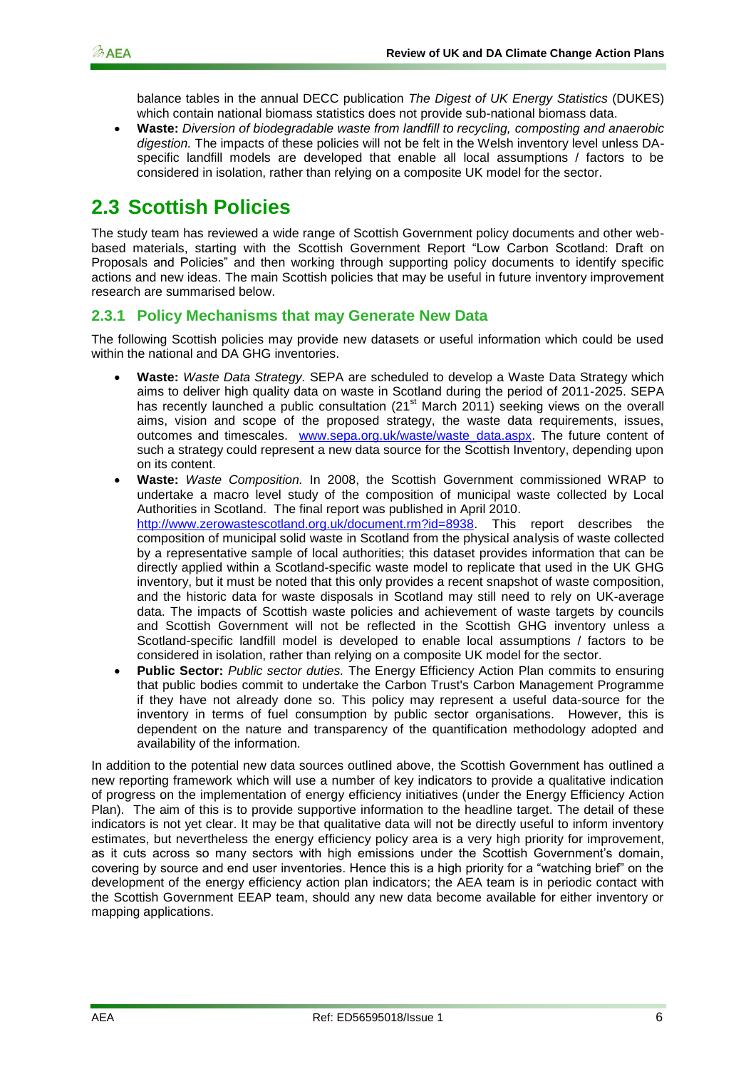balance tables in the annual DECC publication *The Digest of UK Energy Statistics* (DUKES) which contain national biomass statistics does not provide sub-national biomass data.

- **Waste:** *Diversion of biodegradable waste from landfill to recycling, composting and anaerobic digestion.* The impacts of these policies will not be felt in the Welsh inventory level unless DA-specific landfill models are developed that enable all local assumptions / factors to be considered in isolation, rather than relying on a composite UK model for the sector.

## 2.3 Scottish Policies

The study team has reviewed a wide range of Scottish Government policy documents and other web-based materials, starting with the Scottish Government Report "Low Carbon Scotland: Draft on Proposals and Policies" and then working through supporting policy documents to identify specific actions and new ideas. The main Scottish policies that may be useful in future inventory improvement research are summarised below.

### 2.3.1 Policy Mechanisms that may Generate New Data

The following Scottish policies may provide new datasets or useful information which could be used within the national and DA GHG inventories.

- **Waste:** *Waste Data Strategy.* SEPA are scheduled to develop a Waste Data Strategy which aims to deliver high quality data on waste in Scotland during the period of 2011-2025. SEPA has recently launched a public consultation (21st March 2011) seeking views on the overall aims, vision and scope of the proposed strategy, the waste data requirements, issues, outcomes and timescales. www.sepa.org.uk/waste/waste_data.aspx. The future content of such a strategy could represent a new data source for the Scottish Inventory, depending upon on its content.
- **Waste:** *Waste Composition.* In 2008, the Scottish Government commissioned WRAP to undertake a macro level study of the composition of municipal waste collected by Local Authorities in Scotland. The final report was published in April 2010. http://www.zerowastescotland.org.uk/document.rm?id=8938. This report describes the composition of municipal solid waste in Scotland from the physical analysis of waste collected by a representative sample of local authorities; this dataset provides information that can be directly applied within a Scotland-specific waste model to replicate that used in the UK GHG inventory, but it must be noted that this only provides a recent snapshot of waste composition, and the historic data for waste disposals in Scotland may still need to rely on UK-average data. The impacts of Scottish waste policies and achievement of waste targets by councils and Scottish Government will not be reflected in the Scottish GHG inventory unless a Scotland-specific landfill model is developed to enable local assumptions / factors to be considered in isolation, rather than relying on a composite UK model for the sector.
- **Public Sector:** *Public sector duties.* The Energy Efficiency Action Plan commits to ensuring that public bodies commit to undertake the Carbon Trust's Carbon Management Programme if they have not already done so. This policy may represent a useful data-source for the inventory in terms of fuel consumption by public sector organisations. However, this is dependent on the nature and transparency of the quantification methodology adopted and availability of the information.

In addition to the potential new data sources outlined above, the Scottish Government has outlined a new reporting framework which will use a number of key indicators to provide a qualitative indication of progress on the implementation of energy efficiency initiatives (under the Energy Efficiency Action Plan). The aim of this is to provide supportive information to the headline target. The detail of these indicators is not yet clear. It may be that qualitative data will not be directly useful to inform inventory estimates, but nevertheless the energy efficiency policy area is a very high priority for improvement, as it cuts across so many sectors with high emissions under the Scottish Government's domain, covering by source and end user inventories. Hence this is a high priority for a "watching brief" on the development of the energy efficiency action plan indicators; the AEA team is in periodic contact with the Scottish Government EEAP team, should any new data become available for either inventory or mapping applications.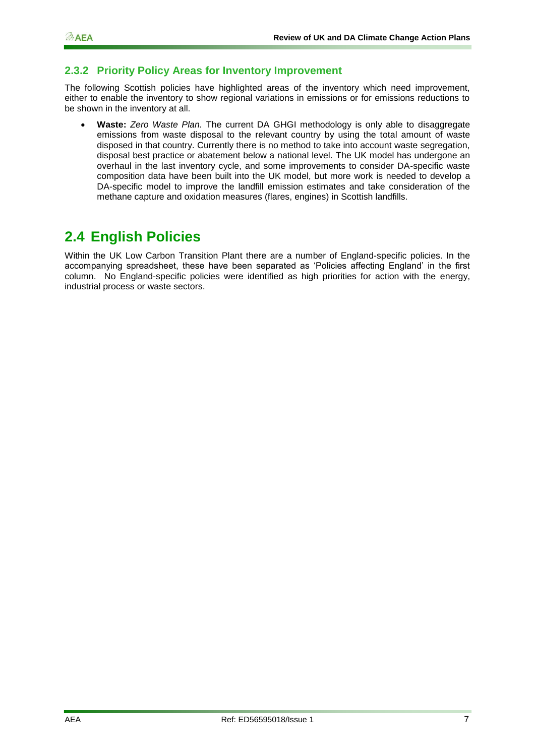### 2.3.2 Priority Policy Areas for Inventory Improvement

The following Scottish policies have highlighted areas of the inventory which need improvement, either to enable the inventory to show regional variations in emissions or for emissions reductions to be shown in the inventory at all.

- **Waste:** *Zero Waste Plan.* The current DA GHGI methodology is only able to disaggregate emissions from waste disposal to the relevant country by using the total amount of waste disposed in that country. Currently there is no method to take into account waste segregation, disposal best practice or abatement below a national level. The UK model has undergone an overhaul in the last inventory cycle, and some improvements to consider DA-specific waste composition data have been built into the UK model, but more work is needed to develop a DA-specific model to improve the landfill emission estimates and take consideration of the methane capture and oxidation measures (flares, engines) in Scottish landfills.

## 2.4 English Policies

Within the UK Low Carbon Transition Plant there are a number of England-specific policies. In the accompanying spreadsheet, these have been separated as 'Policies affecting England' in the first column. No England-specific policies were identified as high priorities for action with the energy, industrial process or waste sectors.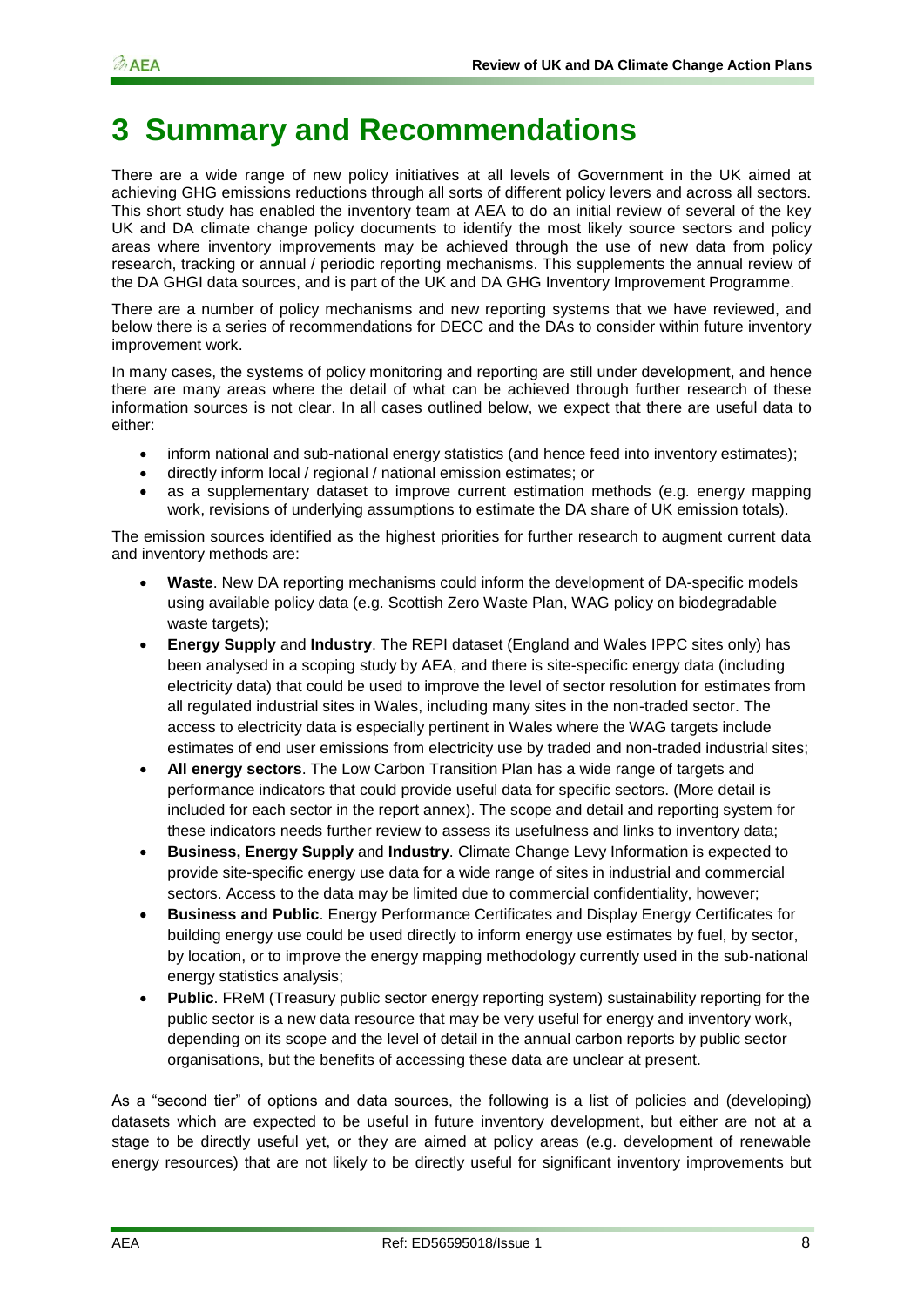# 3 Summary and Recommendations

There are a wide range of new policy initiatives at all levels of Government in the UK aimed at achieving GHG emissions reductions through all sorts of different policy levers and across all sectors. This short study has enabled the inventory team at AEA to do an initial review of several of the key UK and DA climate change policy documents to identify the most likely source sectors and policy areas where inventory improvements may be achieved through the use of new data from policy research, tracking or annual / periodic reporting mechanisms. This supplements the annual review of the DA GHGI data sources, and is part of the UK and DA GHG Inventory Improvement Programme.

There are a number of policy mechanisms and new reporting systems that we have reviewed, and below there is a series of recommendations for DECC and the DAs to consider within future inventory improvement work.

In many cases, the systems of policy monitoring and reporting are still under development, and hence there are many areas where the detail of what can be achieved through further research of these information sources is not clear. In all cases outlined below, we expect that there are useful data to either:

- inform national and sub-national energy statistics (and hence feed into inventory estimates);
- directly inform local / regional / national emission estimates; or
- as a supplementary dataset to improve current estimation methods (e.g. energy mapping work, revisions of underlying assumptions to estimate the DA share of UK emission totals).

The emission sources identified as the highest priorities for further research to augment current data and inventory methods are:

- **Waste**. New DA reporting mechanisms could inform the development of DA-specific models using available policy data (e.g. Scottish Zero Waste Plan, WAG policy on biodegradable waste targets);
- **Energy Supply** and **Industry**. The REPI dataset (England and Wales IPPC sites only) has been analysed in a scoping study by AEA, and there is site-specific energy data (including electricity data) that could be used to improve the level of sector resolution for estimates from all regulated industrial sites in Wales, including many sites in the non-traded sector. The access to electricity data is especially pertinent in Wales where the WAG targets include estimates of end user emissions from electricity use by traded and non-traded industrial sites;
- **All energy sectors**. The Low Carbon Transition Plan has a wide range of targets and performance indicators that could provide useful data for specific sectors. (More detail is included for each sector in the report annex). The scope and detail and reporting system for these indicators needs further review to assess its usefulness and links to inventory data;
- **Business, Energy Supply** and **Industry**. Climate Change Levy Information is expected to provide site-specific energy use data for a wide range of sites in industrial and commercial sectors. Access to the data may be limited due to commercial confidentiality, however;
- **Business and Public**. Energy Performance Certificates and Display Energy Certificates for building energy use could be used directly to inform energy use estimates by fuel, by sector, by location, or to improve the energy mapping methodology currently used in the sub-national energy statistics analysis;
- **Public**. FReM (Treasury public sector energy reporting system) sustainability reporting for the public sector is a new data resource that may be very useful for energy and inventory work, depending on its scope and the level of detail in the annual carbon reports by public sector organisations, but the benefits of accessing these data are unclear at present.

As a "second tier" of options and data sources, the following is a list of policies and (developing) datasets which are expected to be useful in future inventory development, but either are not at a stage to be directly useful yet, or they are aimed at policy areas (e.g. development of renewable energy resources) that are not likely to be directly useful for significant inventory improvements but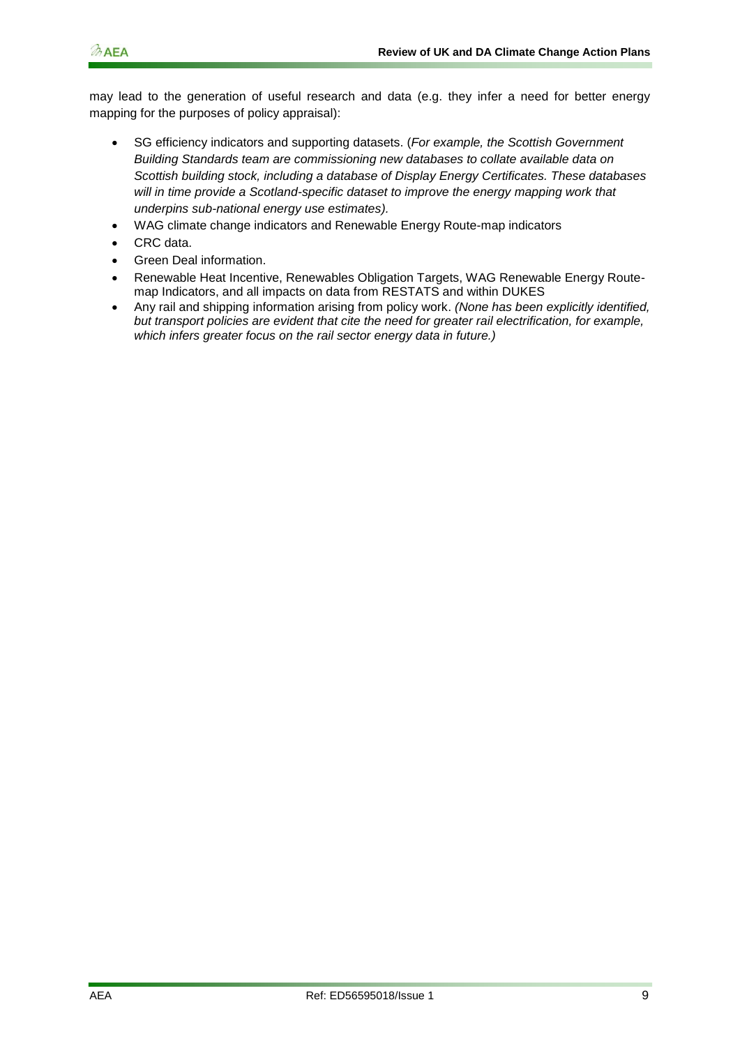may lead to the generation of useful research and data (e.g. they infer a need for better energy mapping for the purposes of policy appraisal):

- SG efficiency indicators and supporting datasets. (*For example, the Scottish Government Building Standards team are commissioning new databases to collate available data on Scottish building stock, including a database of Display Energy Certificates. These databases will in time provide a Scotland-specific dataset to improve the energy mapping work that underpins sub-national energy use estimates).*
- WAG climate change indicators and Renewable Energy Route-map indicators
- CRC data.
- Green Deal information.
- Renewable Heat Incentive, Renewables Obligation Targets, WAG Renewable Energy Route-map Indicators, and all impacts on data from RESTATS and within DUKES
- Any rail and shipping information arising from policy work. *(None has been explicitly identified, but transport policies are evident that cite the need for greater rail electrification, for example, which infers greater focus on the rail sector energy data in future.)*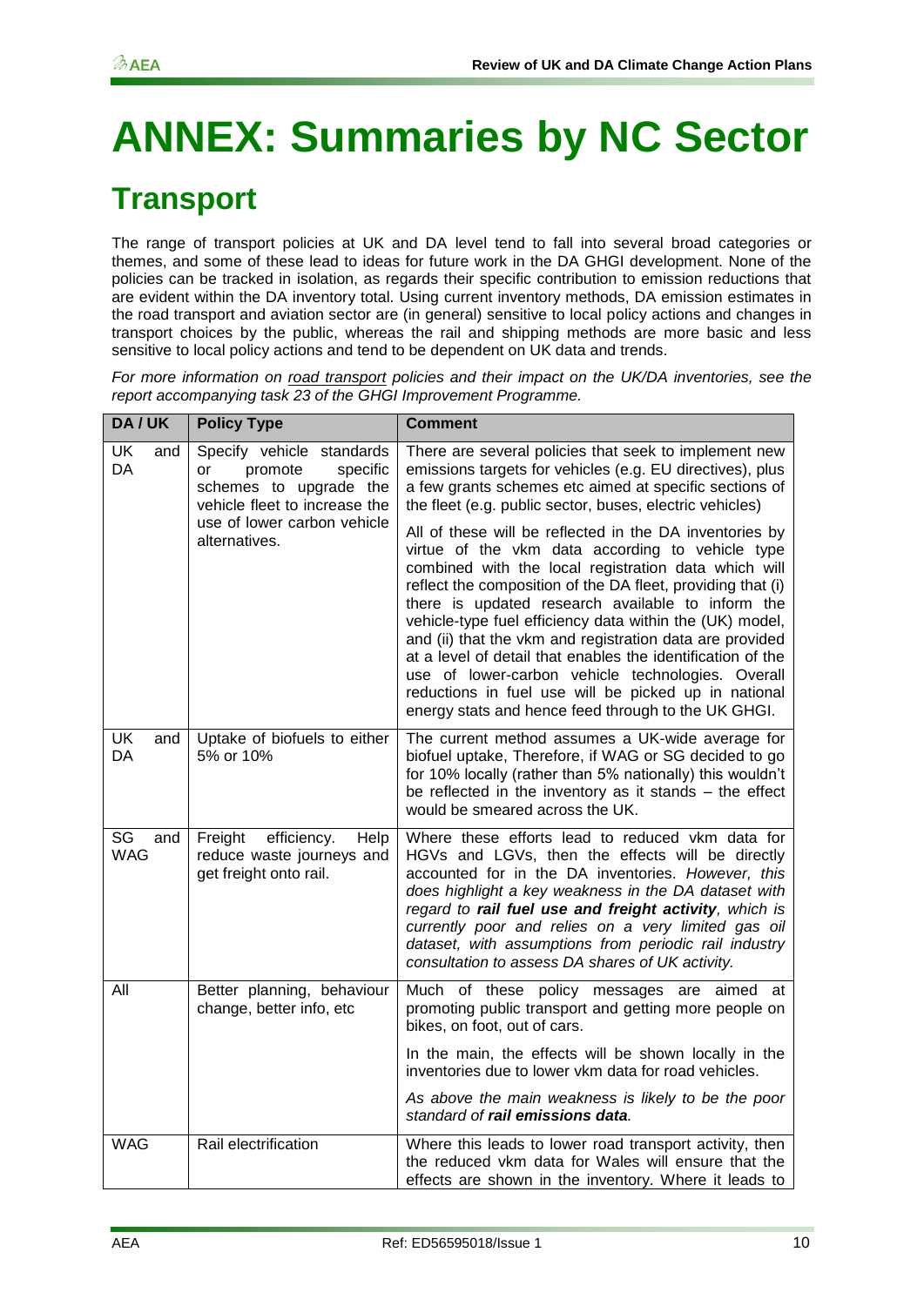# ANNEX: Summaries by NC Sector

## Transport

The range of transport policies at UK and DA level tend to fall into several broad categories or themes, and some of these lead to ideas for future work in the DA GHGI development. None of the policies can be tracked in isolation, as regards their specific contribution to emission reductions that are evident within the DA inventory total. Using current inventory methods, DA emission estimates in the road transport and aviation sector are (in general) sensitive to local policy actions and changes in transport choices by the public, whereas the rail and shipping methods are more basic and less sensitive to local policy actions and tend to be dependent on UK data and trends.

*For more information on road transport policies and their impact on the UK/DA inventories, see the report accompanying task 23 of the GHGI Improvement Programme.*

| DA / UK | Policy Type | Comment |
|---|---|---|
| UK and DA | Specify vehicle standards or promote specific schemes to upgrade the vehicle fleet to increase the use of lower carbon vehicle alternatives. | There are several policies that seek to implement new emissions targets for vehicles (e.g. EU directives), plus a few grants schemes etc aimed at specific sections of the fleet (e.g. public sector, buses, electric vehicles)<br><br>All of these will be reflected in the DA inventories by virtue of the vkm data according to vehicle type combined with the local registration data which will reflect the composition of the DA fleet, providing that (i) there is updated research available to inform the vehicle-type fuel efficiency data within the (UK) model, and (ii) that the vkm and registration data are provided at a level of detail that enables the identification of the use of lower-carbon vehicle technologies. Overall reductions in fuel use will be picked up in national energy stats and hence feed through to the UK GHGI. |
| UK and DA | Uptake of biofuels to either 5% or 10% | The current method assumes a UK-wide average for biofuel uptake, Therefore, if WAG or SG decided to go for 10% locally (rather than 5% nationally) this wouldn't be reflected in the inventory as it stands – the effect would be smeared across the UK. |
| SG and WAG | Freight efficiency. Help reduce waste journeys and get freight onto rail. | Where these efforts lead to reduced vkm data for HGVs and LGVs, then the effects will be directly accounted for in the DA inventories. *However, this does highlight a key weakness in the DA dataset with regard to **rail fuel use and freight activity**, which is currently poor and relies on a very limited gas oil dataset, with assumptions from periodic rail industry consultation to assess DA shares of UK activity.* |
| All | Better planning, behaviour change, better info, etc | Much of these policy messages are aimed at promoting public transport and getting more people on bikes, on foot, out of cars.<br><br>In the main, the effects will be shown locally in the inventories due to lower vkm data for road vehicles.<br><br>*As above the main weakness is likely to be the poor standard of **rail emissions data**.* |
| WAG | Rail electrification | Where this leads to lower road transport activity, then the reduced vkm data for Wales will ensure that the effects are shown in the inventory. Where it leads to |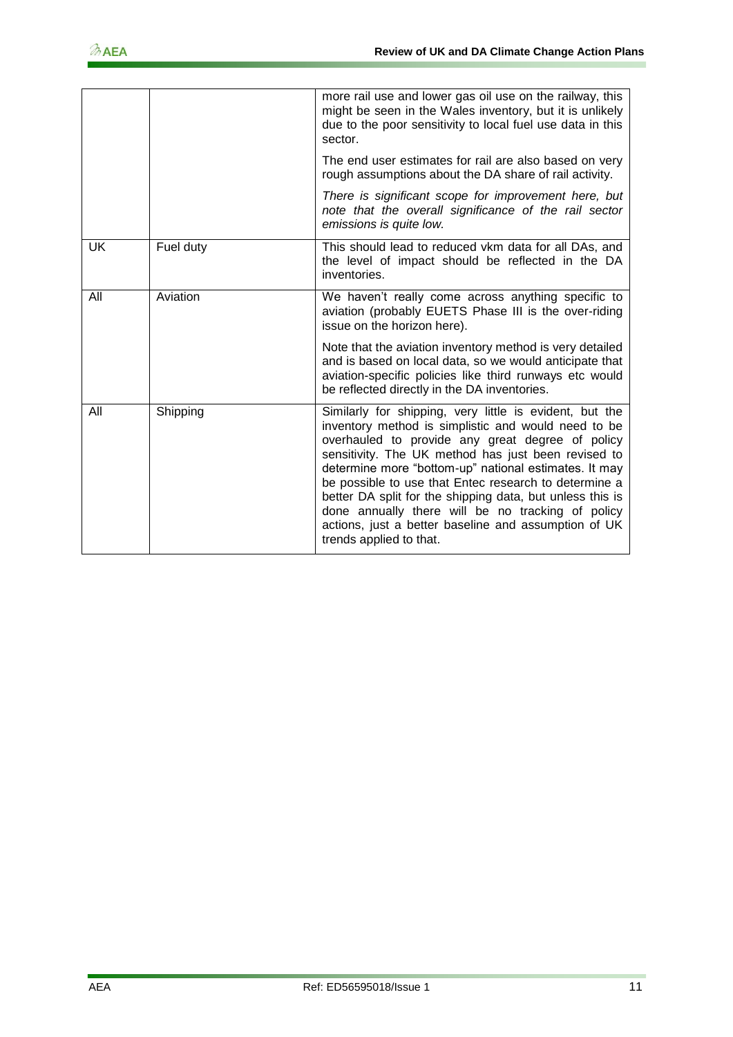| | | |
|---|---|---|
| | | more rail use and lower gas oil use on the railway, this might be seen in the Wales inventory, but it is unlikely due to the poor sensitivity to local fuel use data in this sector.<br><br>The end user estimates for rail are also based on very rough assumptions about the DA share of rail activity.<br><br>*There is significant scope for improvement here, but note that the overall significance of the rail sector emissions is quite low.* |
| UK | Fuel duty | This should lead to reduced vkm data for all DAs, and the level of impact should be reflected in the DA inventories. |
| All | Aviation | We haven't really come across anything specific to aviation (probably EUETS Phase III is the over-riding issue on the horizon here).<br><br>Note that the aviation inventory method is very detailed and is based on local data, so we would anticipate that aviation-specific policies like third runways etc would be reflected directly in the DA inventories. |
| All | Shipping | Similarly for shipping, very little is evident, but the inventory method is simplistic and would need to be overhauled to provide any great degree of policy sensitivity. The UK method has just been revised to determine more "bottom-up" national estimates. It may be possible to use that Entec research to determine a better DA split for the shipping data, but unless this is done annually there will be no tracking of policy actions, just a better baseline and assumption of UK trends applied to that. |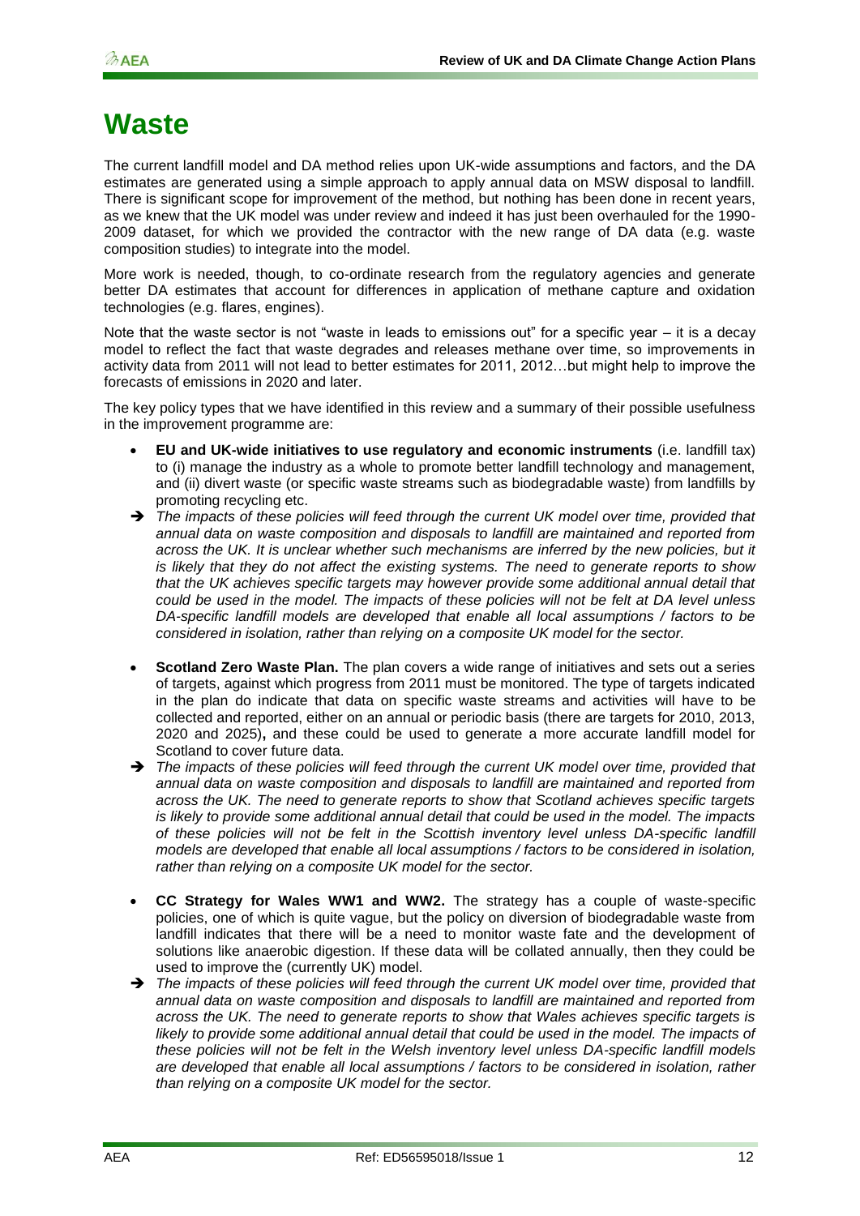# Waste

The current landfill model and DA method relies upon UK-wide assumptions and factors, and the DA estimates are generated using a simple approach to apply annual data on MSW disposal to landfill. There is significant scope for improvement of the method, but nothing has been done in recent years, as we knew that the UK model was under review and indeed it has just been overhauled for the 1990-2009 dataset, for which we provided the contractor with the new range of DA data (e.g. waste composition studies) to integrate into the model.

More work is needed, though, to co-ordinate research from the regulatory agencies and generate better DA estimates that account for differences in application of methane capture and oxidation technologies (e.g. flares, engines).

Note that the waste sector is not "waste in leads to emissions out" for a specific year – it is a decay model to reflect the fact that waste degrades and releases methane over time, so improvements in activity data from 2011 will not lead to better estimates for 2011, 2012…but might help to improve the forecasts of emissions in 2020 and later.

The key policy types that we have identified in this review and a summary of their possible usefulness in the improvement programme are:

- **EU and UK-wide initiatives to use regulatory and economic instruments** (i.e. landfill tax) to (i) manage the industry as a whole to promote better landfill technology and management, and (ii) divert waste (or specific waste streams such as biodegradable waste) from landfills by promoting recycling etc.

➔ *The impacts of these policies will feed through the current UK model over time, provided that annual data on waste composition and disposals to landfill are maintained and reported from across the UK. It is unclear whether such mechanisms are inferred by the new policies, but it is likely that they do not affect the existing systems. The need to generate reports to show that the UK achieves specific targets may however provide some additional annual detail that could be used in the model. The impacts of these policies will not be felt at DA level unless DA-specific landfill models are developed that enable all local assumptions / factors to be considered in isolation, rather than relying on a composite UK model for the sector.*

- **Scotland Zero Waste Plan.** The plan covers a wide range of initiatives and sets out a series of targets, against which progress from 2011 must be monitored. The type of targets indicated in the plan do indicate that data on specific waste streams and activities will have to be collected and reported, either on an annual or periodic basis (there are targets for 2010, 2013, 2020 and 2025), and these could be used to generate a more accurate landfill model for Scotland to cover future data.

➔ *The impacts of these policies will feed through the current UK model over time, provided that annual data on waste composition and disposals to landfill are maintained and reported from across the UK. The need to generate reports to show that Scotland achieves specific targets is likely to provide some additional annual detail that could be used in the model. The impacts of these policies will not be felt in the Scottish inventory level unless DA-specific landfill models are developed that enable all local assumptions / factors to be considered in isolation, rather than relying on a composite UK model for the sector.*

- **CC Strategy for Wales WW1 and WW2.** The strategy has a couple of waste-specific policies, one of which is quite vague, but the policy on diversion of biodegradable waste from landfill indicates that there will be a need to monitor waste fate and the development of solutions like anaerobic digestion. If these data will be collated annually, then they could be used to improve the (currently UK) model.

➔ *The impacts of these policies will feed through the current UK model over time, provided that annual data on waste composition and disposals to landfill are maintained and reported from across the UK. The need to generate reports to show that Wales achieves specific targets is likely to provide some additional annual detail that could be used in the model. The impacts of these policies will not be felt in the Welsh inventory level unless DA-specific landfill models are developed that enable all local assumptions / factors to be considered in isolation, rather than relying on a composite UK model for the sector.*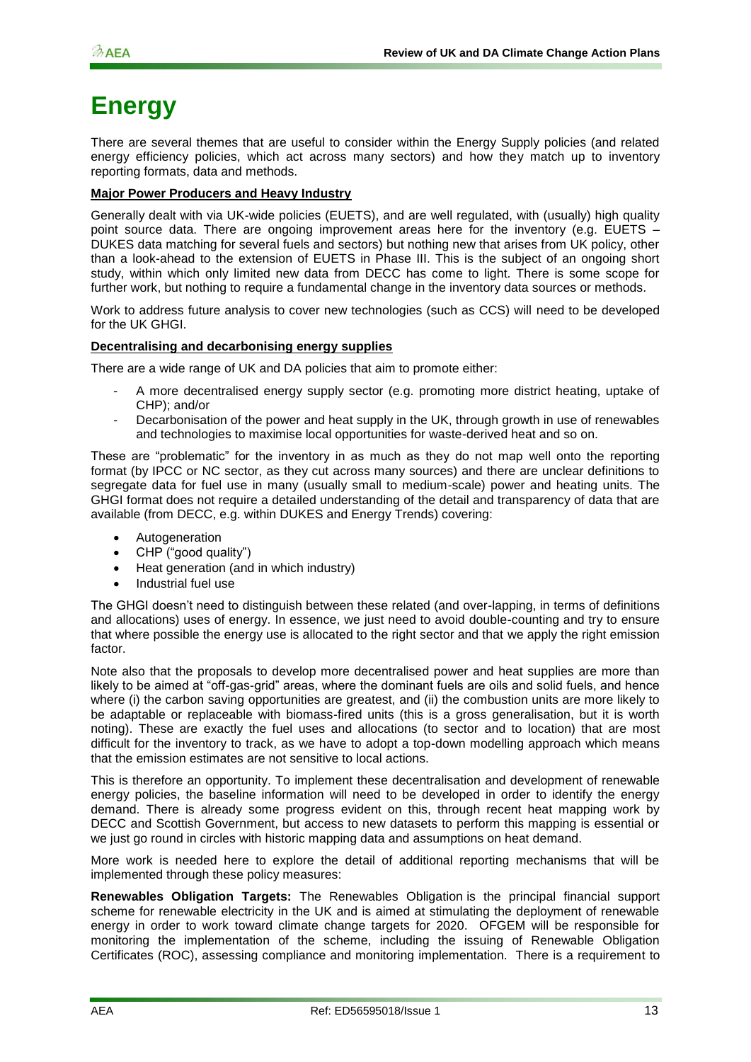# Energy

There are several themes that are useful to consider within the Energy Supply policies (and related energy efficiency policies, which act across many sectors) and how they match up to inventory reporting formats, data and methods.

**Major Power Producers and Heavy Industry**

Generally dealt with via UK-wide policies (EUETS), and are well regulated, with (usually) high quality point source data. There are ongoing improvement areas here for the inventory (e.g. EUETS – DUKES data matching for several fuels and sectors) but nothing new that arises from UK policy, other than a look-ahead to the extension of EUETS in Phase III. This is the subject of an ongoing short study, within which only limited new data from DECC has come to light. There is some scope for further work, but nothing to require a fundamental change in the inventory data sources or methods.

Work to address future analysis to cover new technologies (such as CCS) will need to be developed for the UK GHGI.

**Decentralising and decarbonising energy supplies**

There are a wide range of UK and DA policies that aim to promote either:

- A more decentralised energy supply sector (e.g. promoting more district heating, uptake of CHP); and/or
- Decarbonisation of the power and heat supply in the UK, through growth in use of renewables and technologies to maximise local opportunities for waste-derived heat and so on.

These are "problematic" for the inventory in as much as they do not map well onto the reporting format (by IPCC or NC sector, as they cut across many sources) and there are unclear definitions to segregate data for fuel use in many (usually small to medium-scale) power and heating units. The GHGI format does not require a detailed understanding of the detail and transparency of data that are available (from DECC, e.g. within DUKES and Energy Trends) covering:

- Autogeneration
- CHP ("good quality")
- Heat generation (and in which industry)
- Industrial fuel use

The GHGI doesn't need to distinguish between these related (and over-lapping, in terms of definitions and allocations) uses of energy. In essence, we just need to avoid double-counting and try to ensure that where possible the energy use is allocated to the right sector and that we apply the right emission factor.

Note also that the proposals to develop more decentralised power and heat supplies are more than likely to be aimed at "off-gas-grid" areas, where the dominant fuels are oils and solid fuels, and hence where (i) the carbon saving opportunities are greatest, and (ii) the combustion units are more likely to be adaptable or replaceable with biomass-fired units (this is a gross generalisation, but it is worth noting). These are exactly the fuel uses and allocations (to sector and to location) that are most difficult for the inventory to track, as we have to adopt a top-down modelling approach which means that the emission estimates are not sensitive to local actions.

This is therefore an opportunity. To implement these decentralisation and development of renewable energy policies, the baseline information will need to be developed in order to identify the energy demand. There is already some progress evident on this, through recent heat mapping work by DECC and Scottish Government, but access to new datasets to perform this mapping is essential or we just go round in circles with historic mapping data and assumptions on heat demand.

More work is needed here to explore the detail of additional reporting mechanisms that will be implemented through these policy measures:

**Renewables Obligation Targets:** The Renewables Obligation is the principal financial support scheme for renewable electricity in the UK and is aimed at stimulating the deployment of renewable energy in order to work toward climate change targets for 2020. OFGEM will be responsible for monitoring the implementation of the scheme, including the issuing of Renewable Obligation Certificates (ROC), assessing compliance and monitoring implementation. There is a requirement to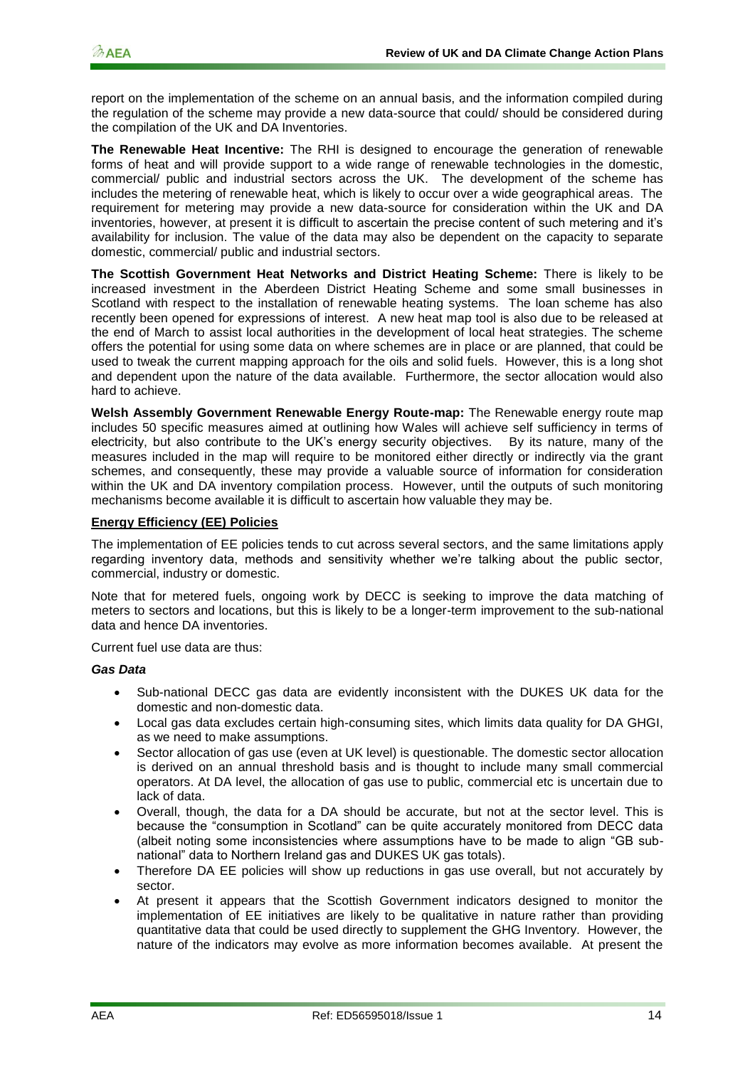report on the implementation of the scheme on an annual basis, and the information compiled during the regulation of the scheme may provide a new data-source that could/ should be considered during the compilation of the UK and DA Inventories.

**The Renewable Heat Incentive:** The RHI is designed to encourage the generation of renewable forms of heat and will provide support to a wide range of renewable technologies in the domestic, commercial/ public and industrial sectors across the UK. The development of the scheme has includes the metering of renewable heat, which is likely to occur over a wide geographical areas. The requirement for metering may provide a new data-source for consideration within the UK and DA inventories, however, at present it is difficult to ascertain the precise content of such metering and it's availability for inclusion. The value of the data may also be dependent on the capacity to separate domestic, commercial/ public and industrial sectors.

**The Scottish Government Heat Networks and District Heating Scheme:** There is likely to be increased investment in the Aberdeen District Heating Scheme and some small businesses in Scotland with respect to the installation of renewable heating systems. The loan scheme has also recently been opened for expressions of interest. A new heat map tool is also due to be released at the end of March to assist local authorities in the development of local heat strategies. The scheme offers the potential for using some data on where schemes are in place or are planned, that could be used to tweak the current mapping approach for the oils and solid fuels. However, this is a long shot and dependent upon the nature of the data available. Furthermore, the sector allocation would also hard to achieve.

**Welsh Assembly Government Renewable Energy Route-map:** The Renewable energy route map includes 50 specific measures aimed at outlining how Wales will achieve self sufficiency in terms of electricity, but also contribute to the UK's energy security objectives. By its nature, many of the measures included in the map will require to be monitored either directly or indirectly via the grant schemes, and consequently, these may provide a valuable source of information for consideration within the UK and DA inventory compilation process. However, until the outputs of such monitoring mechanisms become available it is difficult to ascertain how valuable they may be.

**Energy Efficiency (EE) Policies**

The implementation of EE policies tends to cut across several sectors, and the same limitations apply regarding inventory data, methods and sensitivity whether we're talking about the public sector, commercial, industry or domestic.

Note that for metered fuels, ongoing work by DECC is seeking to improve the data matching of meters to sectors and locations, but this is likely to be a longer-term improvement to the sub-national data and hence DA inventories.

Current fuel use data are thus:

***Gas Data***

- Sub-national DECC gas data are evidently inconsistent with the DUKES UK data for the domestic and non-domestic data.
- Local gas data excludes certain high-consuming sites, which limits data quality for DA GHGI, as we need to make assumptions.
- Sector allocation of gas use (even at UK level) is questionable. The domestic sector allocation is derived on an annual threshold basis and is thought to include many small commercial operators. At DA level, the allocation of gas use to public, commercial etc is uncertain due to lack of data.
- Overall, though, the data for a DA should be accurate, but not at the sector level. This is because the "consumption in Scotland" can be quite accurately monitored from DECC data (albeit noting some inconsistencies where assumptions have to be made to align "GB sub-national" data to Northern Ireland gas and DUKES UK gas totals).
- Therefore DA EE policies will show up reductions in gas use overall, but not accurately by sector.
- At present it appears that the Scottish Government indicators designed to monitor the implementation of EE initiatives are likely to be qualitative in nature rather than providing quantitative data that could be used directly to supplement the GHG Inventory. However, the nature of the indicators may evolve as more information becomes available. At present the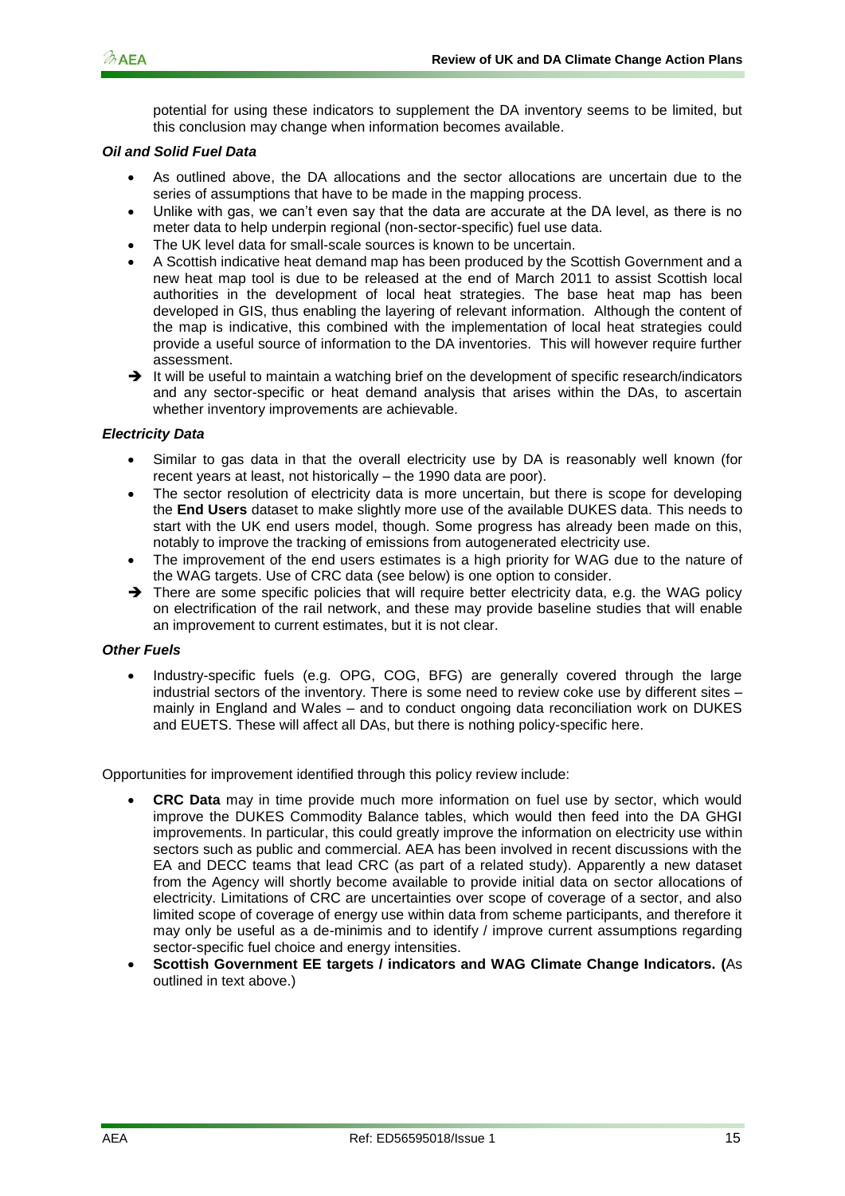potential for using these indicators to supplement the DA inventory seems to be limited, but this conclusion may change when information becomes available.

***Oil and Solid Fuel Data***

- As outlined above, the DA allocations and the sector allocations are uncertain due to the series of assumptions that have to be made in the mapping process.
- Unlike with gas, we can't even say that the data are accurate at the DA level, as there is no meter data to help underpin regional (non-sector-specific) fuel use data.
- The UK level data for small-scale sources is known to be uncertain.
- A Scottish indicative heat demand map has been produced by the Scottish Government and a new heat map tool is due to be released at the end of March 2011 to assist Scottish local authorities in the development of local heat strategies. The base heat map has been developed in GIS, thus enabling the layering of relevant information. Although the content of the map is indicative, this combined with the implementation of local heat strategies could provide a useful source of information to the DA inventories. This will however require further assessment.

➔ It will be useful to maintain a watching brief on the development of specific research/indicators and any sector-specific or heat demand analysis that arises within the DAs, to ascertain whether inventory improvements are achievable.

***Electricity Data***

- Similar to gas data in that the overall electricity use by DA is reasonably well known (for recent years at least, not historically – the 1990 data are poor).
- The sector resolution of electricity data is more uncertain, but there is scope for developing the **End Users** dataset to make slightly more use of the available DUKES data. This needs to start with the UK end users model, though. Some progress has already been made on this, notably to improve the tracking of emissions from autogenerated electricity use.
- The improvement of the end users estimates is a high priority for WAG due to the nature of the WAG targets. Use of CRC data (see below) is one option to consider.

➔ There are some specific policies that will require better electricity data, e.g. the WAG policy on electrification of the rail network, and these may provide baseline studies that will enable an improvement to current estimates, but it is not clear.

***Other Fuels***

- Industry-specific fuels (e.g. OPG, COG, BFG) are generally covered through the large industrial sectors of the inventory. There is some need to review coke use by different sites – mainly in England and Wales – and to conduct ongoing data reconciliation work on DUKES and EUETS. These will affect all DAs, but there is nothing policy-specific here.

Opportunities for improvement identified through this policy review include:

- **CRC Data** may in time provide much more information on fuel use by sector, which would improve the DUKES Commodity Balance tables, which would then feed into the DA GHGI improvements. In particular, this could greatly improve the information on electricity use within sectors such as public and commercial. AEA has been involved in recent discussions with the EA and DECC teams that lead CRC (as part of a related study). Apparently a new dataset from the Agency will shortly become available to provide initial data on sector allocations of electricity. Limitations of CRC are uncertainties over scope of coverage of a sector, and also limited scope of coverage of energy use within data from scheme participants, and therefore it may only be useful as a de-minimis and to identify / improve current assumptions regarding sector-specific fuel choice and energy intensities.
- **Scottish Government EE targets / indicators and WAG Climate Change Indicators. (**As outlined in text above.)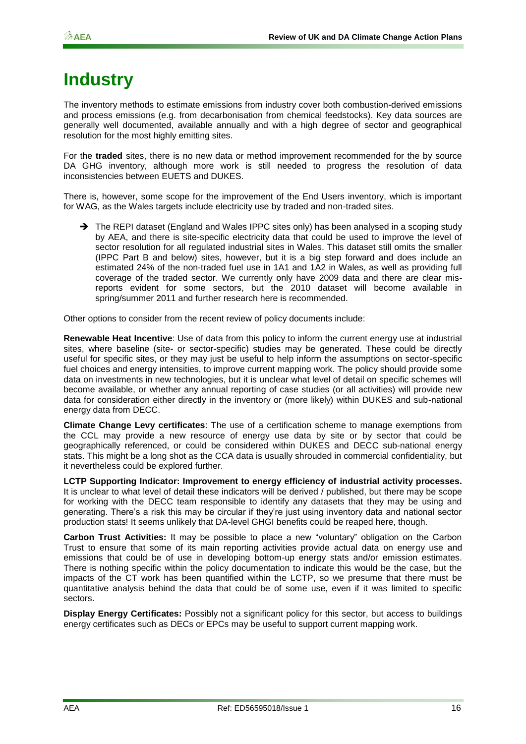# Industry

The inventory methods to estimate emissions from industry cover both combustion-derived emissions and process emissions (e.g. from decarbonisation from chemical feedstocks). Key data sources are generally well documented, available annually and with a high degree of sector and geographical resolution for the most highly emitting sites.

For the **traded** sites, there is no new data or method improvement recommended for the by source DA GHG inventory, although more work is still needed to progress the resolution of data inconsistencies between EUETS and DUKES.

There is, however, some scope for the improvement of the End Users inventory, which is important for WAG, as the Wales targets include electricity use by traded and non-traded sites.

- ➔ The REPI dataset (England and Wales IPPC sites only) has been analysed in a scoping study by AEA, and there is site-specific electricity data that could be used to improve the level of sector resolution for all regulated industrial sites in Wales. This dataset still omits the smaller (IPPC Part B and below) sites, however, but it is a big step forward and does include an estimated 24% of the non-traded fuel use in 1A1 and 1A2 in Wales, as well as providing full coverage of the traded sector. We currently only have 2009 data and there are clear mis-reports evident for some sectors, but the 2010 dataset will become available in spring/summer 2011 and further research here is recommended.

Other options to consider from the recent review of policy documents include:

**Renewable Heat Incentive**: Use of data from this policy to inform the current energy use at industrial sites, where baseline (site- or sector-specific) studies may be generated. These could be directly useful for specific sites, or they may just be useful to help inform the assumptions on sector-specific fuel choices and energy intensities, to improve current mapping work. The policy should provide some data on investments in new technologies, but it is unclear what level of detail on specific schemes will become available, or whether any annual reporting of case studies (or all activities) will provide new data for consideration either directly in the inventory or (more likely) within DUKES and sub-national energy data from DECC.

**Climate Change Levy certificates**: The use of a certification scheme to manage exemptions from the CCL may provide a new resource of energy use data by site or by sector that could be geographically referenced, or could be considered within DUKES and DECC sub-national energy stats. This might be a long shot as the CCA data is usually shrouded in commercial confidentiality, but it nevertheless could be explored further.

**LCTP Supporting Indicator: Improvement to energy efficiency of industrial activity processes.** It is unclear to what level of detail these indicators will be derived / published, but there may be scope for working with the DECC team responsible to identify any datasets that they may be using and generating. There's a risk this may be circular if they're just using inventory data and national sector production stats! It seems unlikely that DA-level GHGI benefits could be reaped here, though.

**Carbon Trust Activities:** It may be possible to place a new "voluntary" obligation on the Carbon Trust to ensure that some of its main reporting activities provide actual data on energy use and emissions that could be of use in developing bottom-up energy stats and/or emission estimates. There is nothing specific within the policy documentation to indicate this would be the case, but the impacts of the CT work has been quantified within the LCTP, so we presume that there must be quantitative analysis behind the data that could be of some use, even if it was limited to specific sectors.

**Display Energy Certificates:** Possibly not a significant policy for this sector, but access to buildings energy certificates such as DECs or EPCs may be useful to support current mapping work.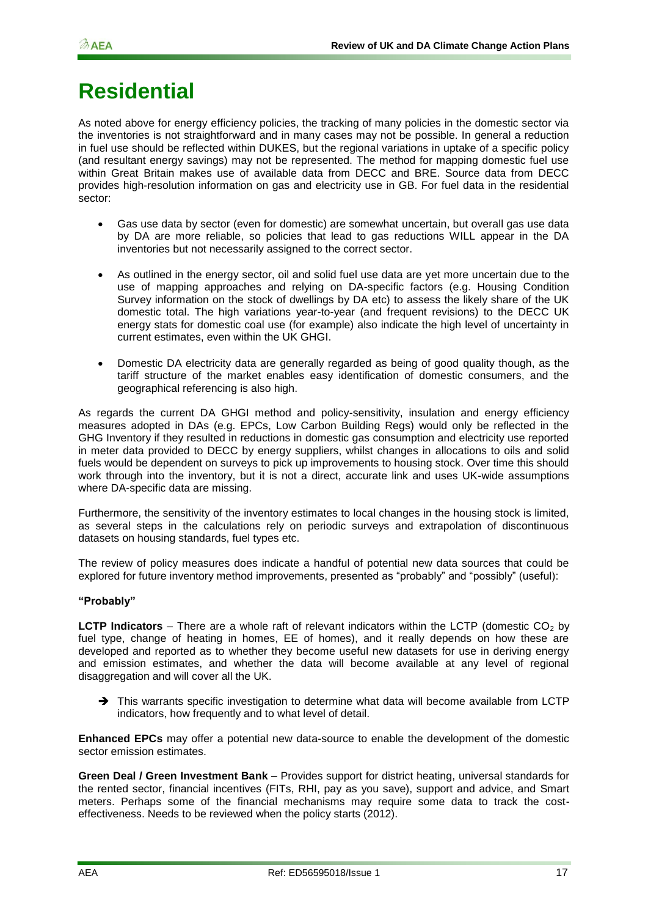# Residential

As noted above for energy efficiency policies, the tracking of many policies in the domestic sector via the inventories is not straightforward and in many cases may not be possible. In general a reduction in fuel use should be reflected within DUKES, but the regional variations in uptake of a specific policy (and resultant energy savings) may not be represented. The method for mapping domestic fuel use within Great Britain makes use of available data from DECC and BRE. Source data from DECC provides high-resolution information on gas and electricity use in GB. For fuel data in the residential sector:

- Gas use data by sector (even for domestic) are somewhat uncertain, but overall gas use data by DA are more reliable, so policies that lead to gas reductions WILL appear in the DA inventories but not necessarily assigned to the correct sector.

- As outlined in the energy sector, oil and solid fuel use data are yet more uncertain due to the use of mapping approaches and relying on DA-specific factors (e.g. Housing Condition Survey information on the stock of dwellings by DA etc) to assess the likely share of the UK domestic total. The high variations year-to-year (and frequent revisions) to the DECC UK energy stats for domestic coal use (for example) also indicate the high level of uncertainty in current estimates, even within the UK GHGI.

- Domestic DA electricity data are generally regarded as being of good quality though, as the tariff structure of the market enables easy identification of domestic consumers, and the geographical referencing is also high.

As regards the current DA GHGI method and policy-sensitivity, insulation and energy efficiency measures adopted in DAs (e.g. EPCs, Low Carbon Building Regs) would only be reflected in the GHG Inventory if they resulted in reductions in domestic gas consumption and electricity use reported in meter data provided to DECC by energy suppliers, whilst changes in allocations to oils and solid fuels would be dependent on surveys to pick up improvements to housing stock. Over time this should work through into the inventory, but it is not a direct, accurate link and uses UK-wide assumptions where DA-specific data are missing.

Furthermore, the sensitivity of the inventory estimates to local changes in the housing stock is limited, as several steps in the calculations rely on periodic surveys and extrapolation of discontinuous datasets on housing standards, fuel types etc.

The review of policy measures does indicate a handful of potential new data sources that could be explored for future inventory method improvements, presented as "probably" and "possibly" (useful):

**"Probably"**

**LCTP Indicators** – There are a whole raft of relevant indicators within the LCTP (domestic $CO_2$ by fuel type, change of heating in homes, EE of homes), and it really depends on how these are developed and reported as to whether they become useful new datasets for use in deriving energy and emission estimates, and whether the data will become available at any level of regional disaggregation and will cover all the UK.

➔ This warrants specific investigation to determine what data will become available from LCTP indicators, how frequently and to what level of detail.

**Enhanced EPCs** may offer a potential new data-source to enable the development of the domestic sector emission estimates.

**Green Deal / Green Investment Bank** – Provides support for district heating, universal standards for the rented sector, financial incentives (FITs, RHI, pay as you save), support and advice, and Smart meters. Perhaps some of the financial mechanisms may require some data to track the cost-effectiveness. Needs to be reviewed when the policy starts (2012).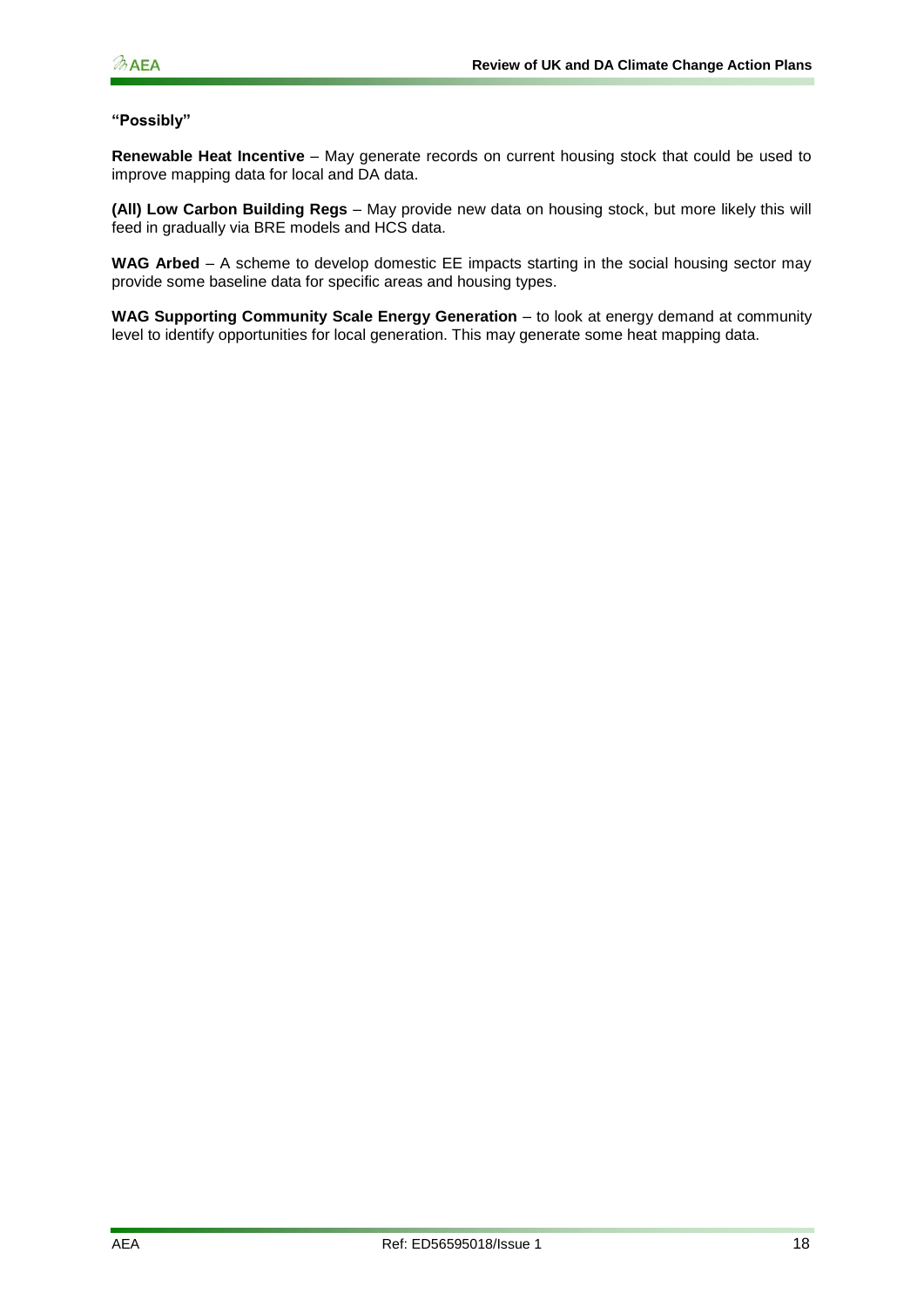**"Possibly"**

**Renewable Heat Incentive** – May generate records on current housing stock that could be used to improve mapping data for local and DA data.

**(All) Low Carbon Building Regs** – May provide new data on housing stock, but more likely this will feed in gradually via BRE models and HCS data.

**WAG Arbed** – A scheme to develop domestic EE impacts starting in the social housing sector may provide some baseline data for specific areas and housing types.

**WAG Supporting Community Scale Energy Generation** – to look at energy demand at community level to identify opportunities for local generation. This may generate some heat mapping data.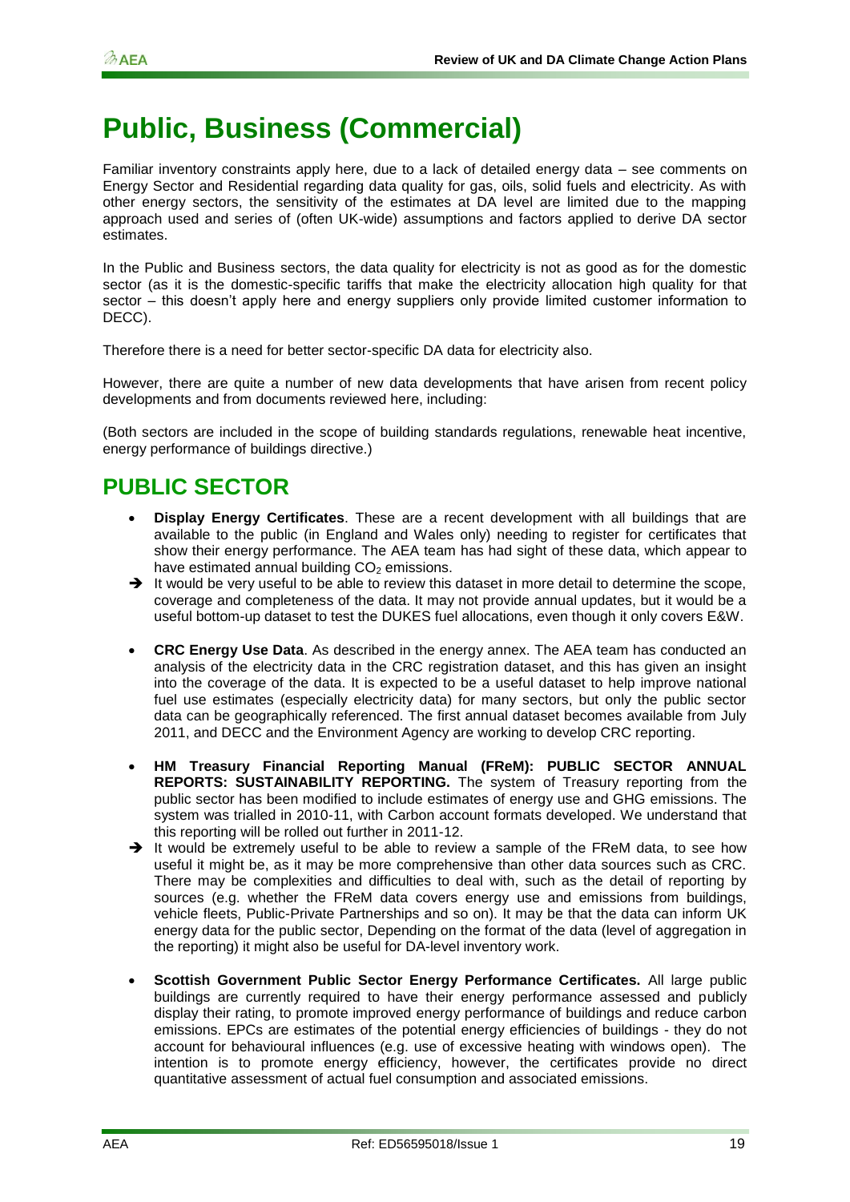# Public, Business (Commercial)

Familiar inventory constraints apply here, due to a lack of detailed energy data – see comments on Energy Sector and Residential regarding data quality for gas, oils, solid fuels and electricity. As with other energy sectors, the sensitivity of the estimates at DA level are limited due to the mapping approach used and series of (often UK-wide) assumptions and factors applied to derive DA sector estimates.

In the Public and Business sectors, the data quality for electricity is not as good as for the domestic sector (as it is the domestic-specific tariffs that make the electricity allocation high quality for that sector – this doesn't apply here and energy suppliers only provide limited customer information to DECC).

Therefore there is a need for better sector-specific DA data for electricity also.

However, there are quite a number of new data developments that have arisen from recent policy developments and from documents reviewed here, including:

(Both sectors are included in the scope of building standards regulations, renewable heat incentive, energy performance of buildings directive.)

## PUBLIC SECTOR

- **Display Energy Certificates**. These are a recent development with all buildings that are available to the public (in England and Wales only) needing to register for certificates that show their energy performance. The AEA team has had sight of these data, which appear to have estimated annual building $CO_2$ emissions.

➔ It would be very useful to be able to review this dataset in more detail to determine the scope, coverage and completeness of the data. It may not provide annual updates, but it would be a useful bottom-up dataset to test the DUKES fuel allocations, even though it only covers E&W.

- **CRC Energy Use Data**. As described in the energy annex. The AEA team has conducted an analysis of the electricity data in the CRC registration dataset, and this has given an insight into the coverage of the data. It is expected to be a useful dataset to help improve national fuel use estimates (especially electricity data) for many sectors, but only the public sector data can be geographically referenced. The first annual dataset becomes available from July 2011, and DECC and the Environment Agency are working to develop CRC reporting.

- **HM Treasury Financial Reporting Manual (FReM): PUBLIC SECTOR ANNUAL REPORTS: SUSTAINABILITY REPORTING.** The system of Treasury reporting from the public sector has been modified to include estimates of energy use and GHG emissions. The system was trialled in 2010-11, with Carbon account formats developed. We understand that this reporting will be rolled out further in 2011-12.

➔ It would be extremely useful to be able to review a sample of the FReM data, to see how useful it might be, as it may be more comprehensive than other data sources such as CRC. There may be complexities and difficulties to deal with, such as the detail of reporting by sources (e.g. whether the FReM data covers energy use and emissions from buildings, vehicle fleets, Public-Private Partnerships and so on). It may be that the data can inform UK energy data for the public sector, Depending on the format of the data (level of aggregation in the reporting) it might also be useful for DA-level inventory work.

- **Scottish Government Public Sector Energy Performance Certificates.** All large public buildings are currently required to have their energy performance assessed and publicly display their rating, to promote improved energy performance of buildings and reduce carbon emissions. EPCs are estimates of the potential energy efficiencies of buildings - they do not account for behavioural influences (e.g. use of excessive heating with windows open). The intention is to promote energy efficiency, however, the certificates provide no direct quantitative assessment of actual fuel consumption and associated emissions.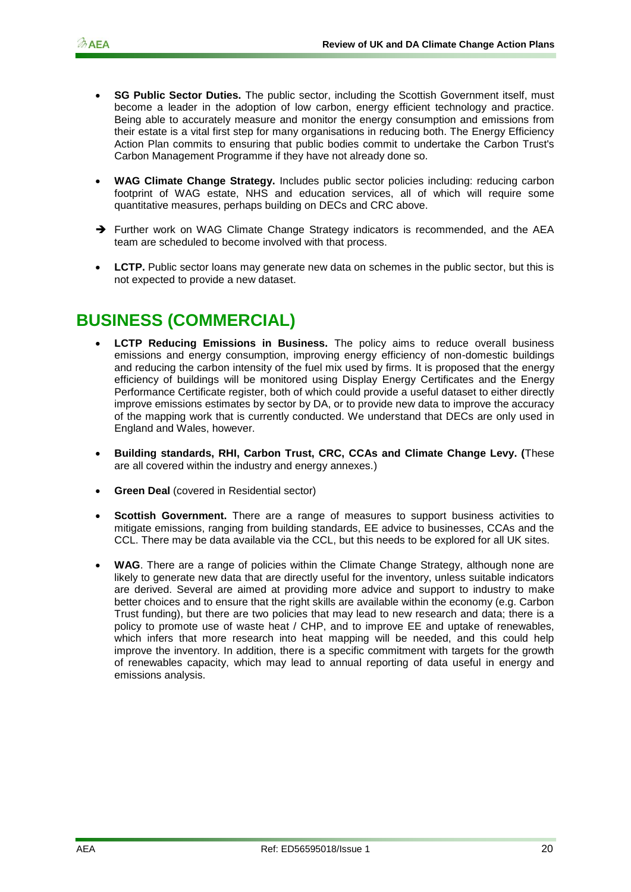- **SG Public Sector Duties.** The public sector, including the Scottish Government itself, must become a leader in the adoption of low carbon, energy efficient technology and practice. Being able to accurately measure and monitor the energy consumption and emissions from their estate is a vital first step for many organisations in reducing both. The Energy Efficiency Action Plan commits to ensuring that public bodies commit to undertake the Carbon Trust's Carbon Management Programme if they have not already done so.

- **WAG Climate Change Strategy.** Includes public sector policies including: reducing carbon footprint of WAG estate, NHS and education services, all of which will require some quantitative measures, perhaps building on DECs and CRC above.

➔ Further work on WAG Climate Change Strategy indicators is recommended, and the AEA team are scheduled to become involved with that process.

- **LCTP.** Public sector loans may generate new data on schemes in the public sector, but this is not expected to provide a new dataset.

# BUSINESS (COMMERCIAL)

- **LCTP Reducing Emissions in Business.** The policy aims to reduce overall business emissions and energy consumption, improving energy efficiency of non-domestic buildings and reducing the carbon intensity of the fuel mix used by firms. It is proposed that the energy efficiency of buildings will be monitored using Display Energy Certificates and the Energy Performance Certificate register, both of which could provide a useful dataset to either directly improve emissions estimates by sector by DA, or to provide new data to improve the accuracy of the mapping work that is currently conducted. We understand that DECs are only used in England and Wales, however.

- **Building standards, RHI, Carbon Trust, CRC, CCAs and Climate Change Levy. (**These are all covered within the industry and energy annexes.)

- **Green Deal** (covered in Residential sector)

- **Scottish Government.** There are a range of measures to support business activities to mitigate emissions, ranging from building standards, EE advice to businesses, CCAs and the CCL. There may be data available via the CCL, but this needs to be explored for all UK sites.

- **WAG**. There are a range of policies within the Climate Change Strategy, although none are likely to generate new data that are directly useful for the inventory, unless suitable indicators are derived. Several are aimed at providing more advice and support to industry to make better choices and to ensure that the right skills are available within the economy (e.g. Carbon Trust funding), but there are two policies that may lead to new research and data; there is a policy to promote use of waste heat / CHP, and to improve EE and uptake of renewables, which infers that more research into heat mapping will be needed, and this could help improve the inventory. In addition, there is a specific commitment with targets for the growth of renewables capacity, which may lead to annual reporting of data useful in energy and emissions analysis.